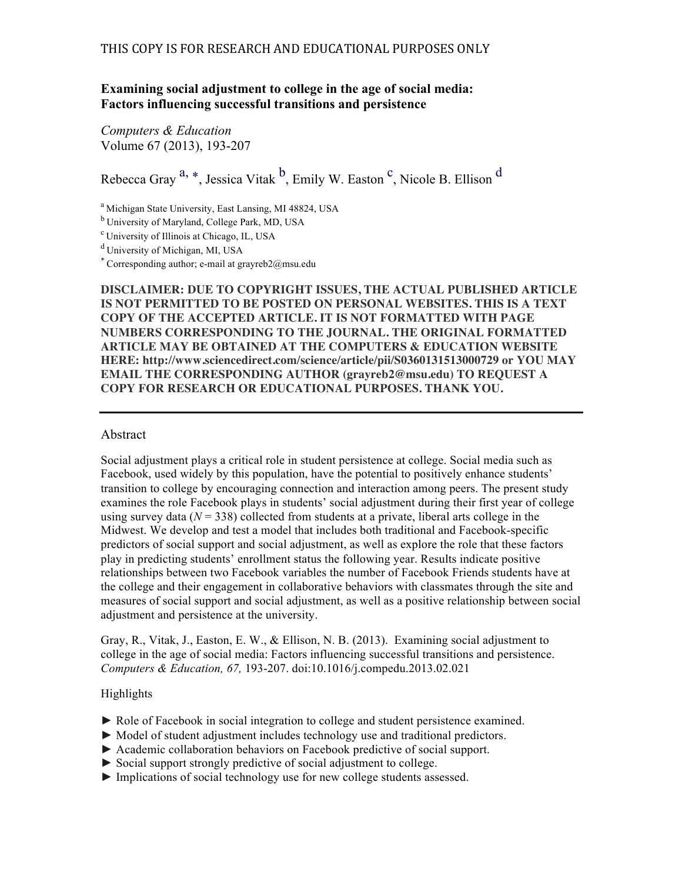THIS COPY IS FOR RESEARCH AND EDUCATIONAL PURPOSES ONLY

# Examining social adjustment to college in the age of social media: Factors influencing successful transitions and persistence

*Computers & Education*
Volume 67 (2013), 193-207

Rebecca Gray [a, *], Jessica Vitak [b], Emily W. Easton [c], Nicole B. Ellison [d]

[a] Michigan State University, East Lansing, MI 48824, USA
[b] University of Maryland, College Park, MD, USA
[c] University of Illinois at Chicago, IL, USA
[d] University of Michigan, MI, USA
[*] Corresponding author; e-mail at grayreb2@msu.edu

**DISCLAIMER: DUE TO COPYRIGHT ISSUES, THE ACTUAL PUBLISHED ARTICLE IS NOT PERMITTED TO BE POSTED ON PERSONAL WEBSITES. THIS IS A TEXT COPY OF THE ACCEPTED ARTICLE. IT IS NOT FORMATTED WITH PAGE NUMBERS CORRESPONDING TO THE JOURNAL. THE ORIGINAL FORMATTED ARTICLE MAY BE OBTAINED AT THE COMPUTERS & EDUCATION WEBSITE HERE: http://www.sciencedirect.com/science/article/pii/S0360131513000729 or YOU MAY EMAIL THE CORRESPONDING AUTHOR (grayreb2@msu.edu) TO REQUEST A COPY FOR RESEARCH OR EDUCATIONAL PURPOSES. THANK YOU.**

---

## Abstract

Social adjustment plays a critical role in student persistence at college. Social media such as Facebook, used widely by this population, have the potential to positively enhance students' transition to college by encouraging connection and interaction among peers. The present study examines the role Facebook plays in students' social adjustment during their first year of college using survey data ($N = 338$) collected from students at a private, liberal arts college in the Midwest. We develop and test a model that includes both traditional and Facebook-specific predictors of social support and social adjustment, as well as explore the role that these factors play in predicting students' enrollment status the following year. Results indicate positive relationships between two Facebook variables the number of Facebook Friends students have at the college and their engagement in collaborative behaviors with classmates through the site and measures of social support and social adjustment, as well as a positive relationship between social adjustment and persistence at the university.

Gray, R., Vitak, J., Easton, E. W., & Ellison, N. B. (2013). Examining social adjustment to college in the age of social media: Factors influencing successful transitions and persistence. *Computers & Education, 67,* 193-207. doi:10.1016/j.compedu.2013.02.021

Highlights

- ► Role of Facebook in social integration to college and student persistence examined.
- ► Model of student adjustment includes technology use and traditional predictors.
- ► Academic collaboration behaviors on Facebook predictive of social support.
- ► Social support strongly predictive of social adjustment to college.
- ► Implications of social technology use for new college students assessed.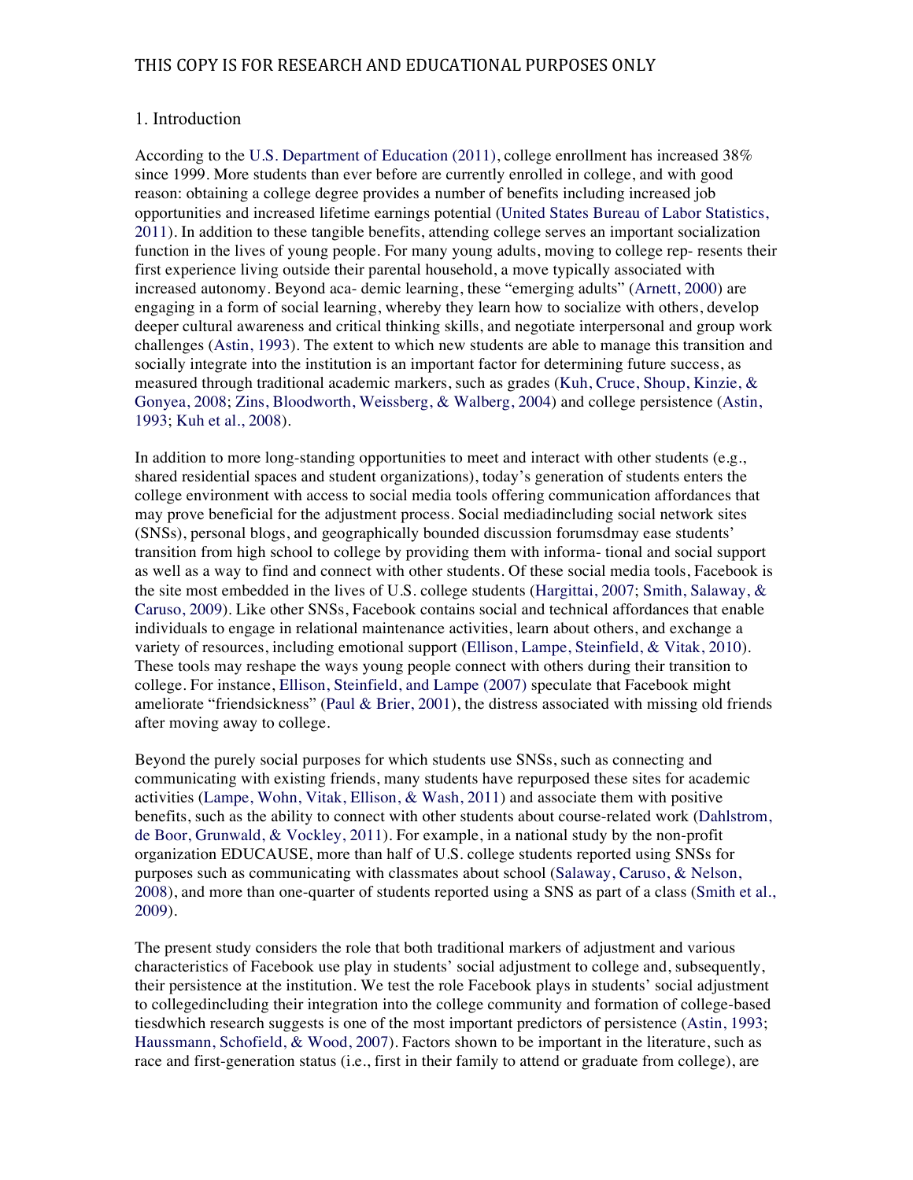## 1. Introduction

According to the U.S. Department of Education (2011), college enrollment has increased 38% since 1999. More students than ever before are currently enrolled in college, and with good reason: obtaining a college degree provides a number of benefits including increased job opportunities and increased lifetime earnings potential (United States Bureau of Labor Statistics, 2011). In addition to these tangible benefits, attending college serves an important socialization function in the lives of young people. For many young adults, moving to college rep- resents their first experience living outside their parental household, a move typically associated with increased autonomy. Beyond aca- demic learning, these "emerging adults" (Arnett, 2000) are engaging in a form of social learning, whereby they learn how to socialize with others, develop deeper cultural awareness and critical thinking skills, and negotiate interpersonal and group work challenges (Astin, 1993). The extent to which new students are able to manage this transition and socially integrate into the institution is an important factor for determining future success, as measured through traditional academic markers, such as grades (Kuh, Cruce, Shoup, Kinzie, & Gonyea, 2008; Zins, Bloodworth, Weissberg, & Walberg, 2004) and college persistence (Astin, 1993; Kuh et al., 2008).

In addition to more long-standing opportunities to meet and interact with other students (e.g., shared residential spaces and student organizations), today's generation of students enters the college environment with access to social media tools offering communication affordances that may prove beneficial for the adjustment process. Social mediadincluding social network sites (SNSs), personal blogs, and geographically bounded discussion forumsdmay ease students' transition from high school to college by providing them with informa- tional and social support as well as a way to find and connect with other students. Of these social media tools, Facebook is the site most embedded in the lives of U.S. college students (Hargittai, 2007; Smith, Salaway, & Caruso, 2009). Like other SNSs, Facebook contains social and technical affordances that enable individuals to engage in relational maintenance activities, learn about others, and exchange a variety of resources, including emotional support (Ellison, Lampe, Steinfield, & Vitak, 2010). These tools may reshape the ways young people connect with others during their transition to college. For instance, Ellison, Steinfield, and Lampe (2007) speculate that Facebook might ameliorate "friendsickness" (Paul & Brier, 2001), the distress associated with missing old friends after moving away to college.

Beyond the purely social purposes for which students use SNSs, such as connecting and communicating with existing friends, many students have repurposed these sites for academic activities (Lampe, Wohn, Vitak, Ellison, & Wash, 2011) and associate them with positive benefits, such as the ability to connect with other students about course-related work (Dahlstrom, de Boor, Grunwald, & Vockley, 2011). For example, in a national study by the non-profit organization EDUCAUSE, more than half of U.S. college students reported using SNSs for purposes such as communicating with classmates about school (Salaway, Caruso, & Nelson, 2008), and more than one-quarter of students reported using a SNS as part of a class (Smith et al., 2009).

The present study considers the role that both traditional markers of adjustment and various characteristics of Facebook use play in students' social adjustment to college and, subsequently, their persistence at the institution. We test the role Facebook plays in students' social adjustment to collegedincluding their integration into the college community and formation of college-based tiesdwhich research suggests is one of the most important predictors of persistence (Astin, 1993; Haussmann, Schofield, & Wood, 2007). Factors shown to be important in the literature, such as race and first-generation status (i.e., first in their family to attend or graduate from college), are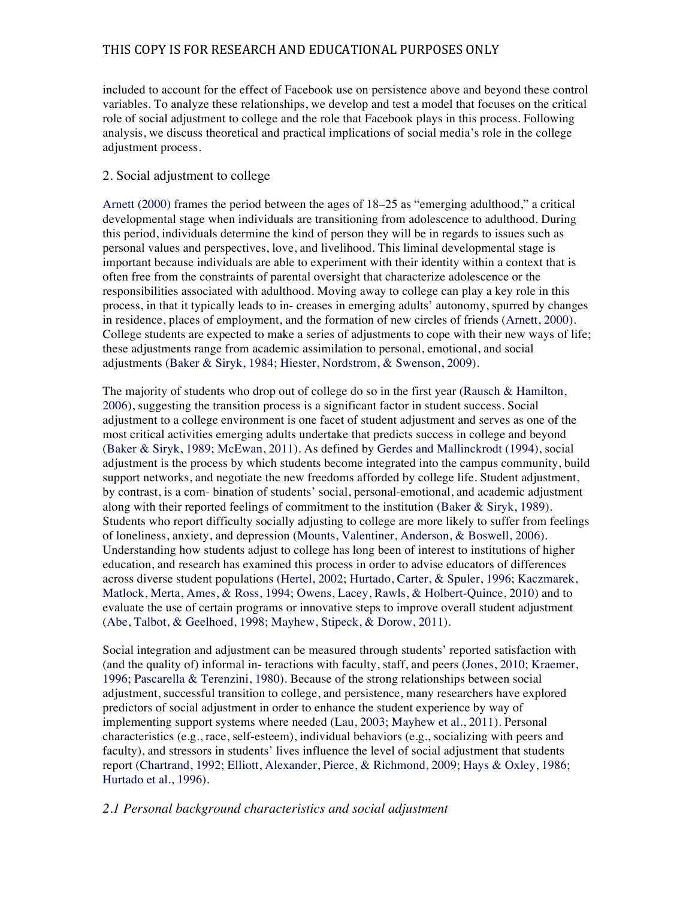included to account for the effect of Facebook use on persistence above and beyond these control variables. To analyze these relationships, we develop and test a model that focuses on the critical role of social adjustment to college and the role that Facebook plays in this process. Following analysis, we discuss theoretical and practical implications of social media's role in the college adjustment process.

## 2. Social adjustment to college

Arnett (2000) frames the period between the ages of 18–25 as "emerging adulthood," a critical developmental stage when individuals are transitioning from adolescence to adulthood. During this period, individuals determine the kind of person they will be in regards to issues such as personal values and perspectives, love, and livelihood. This liminal developmental stage is important because individuals are able to experiment with their identity within a context that is often free from the constraints of parental oversight that characterize adolescence or the responsibilities associated with adulthood. Moving away to college can play a key role in this process, in that it typically leads to in- creases in emerging adults' autonomy, spurred by changes in residence, places of employment, and the formation of new circles of friends (Arnett, 2000). College students are expected to make a series of adjustments to cope with their new ways of life; these adjustments range from academic assimilation to personal, emotional, and social adjustments (Baker & Siryk, 1984; Hiester, Nordstrom, & Swenson, 2009).

The majority of students who drop out of college do so in the first year (Rausch & Hamilton, 2006), suggesting the transition process is a significant factor in student success. Social adjustment to a college environment is one facet of student adjustment and serves as one of the most critical activities emerging adults undertake that predicts success in college and beyond (Baker & Siryk, 1989; McEwan, 2011). As defined by Gerdes and Mallinckrodt (1994), social adjustment is the process by which students become integrated into the campus community, build support networks, and negotiate the new freedoms afforded by college life. Student adjustment, by contrast, is a com- bination of students' social, personal-emotional, and academic adjustment along with their reported feelings of commitment to the institution (Baker & Siryk, 1989). Students who report difficulty socially adjusting to college are more likely to suffer from feelings of loneliness, anxiety, and depression (Mounts, Valentiner, Anderson, & Boswell, 2006). Understanding how students adjust to college has long been of interest to institutions of higher education, and research has examined this process in order to advise educators of differences across diverse student populations (Hertel, 2002; Hurtado, Carter, & Spuler, 1996; Kaczmarek, Matlock, Merta, Ames, & Ross, 1994; Owens, Lacey, Rawls, & Holbert-Quince, 2010) and to evaluate the use of certain programs or innovative steps to improve overall student adjustment (Abe, Talbot, & Geelhoed, 1998; Mayhew, Stipeck, & Dorow, 2011).

Social integration and adjustment can be measured through students' reported satisfaction with (and the quality of) informal in- teractions with faculty, staff, and peers (Jones, 2010; Kraemer, 1996; Pascarella & Terenzini, 1980). Because of the strong relationships between social adjustment, successful transition to college, and persistence, many researchers have explored predictors of social adjustment in order to enhance the student experience by way of implementing support systems where needed (Lau, 2003; Mayhew et al., 2011). Personal characteristics (e.g., race, self-esteem), individual behaviors (e.g., socializing with peers and faculty), and stressors in students' lives influence the level of social adjustment that students report (Chartrand, 1992; Elliott, Alexander, Pierce, & Richmond, 2009; Hays & Oxley, 1986; Hurtado et al., 1996).

### *2.1 Personal background characteristics and social adjustment*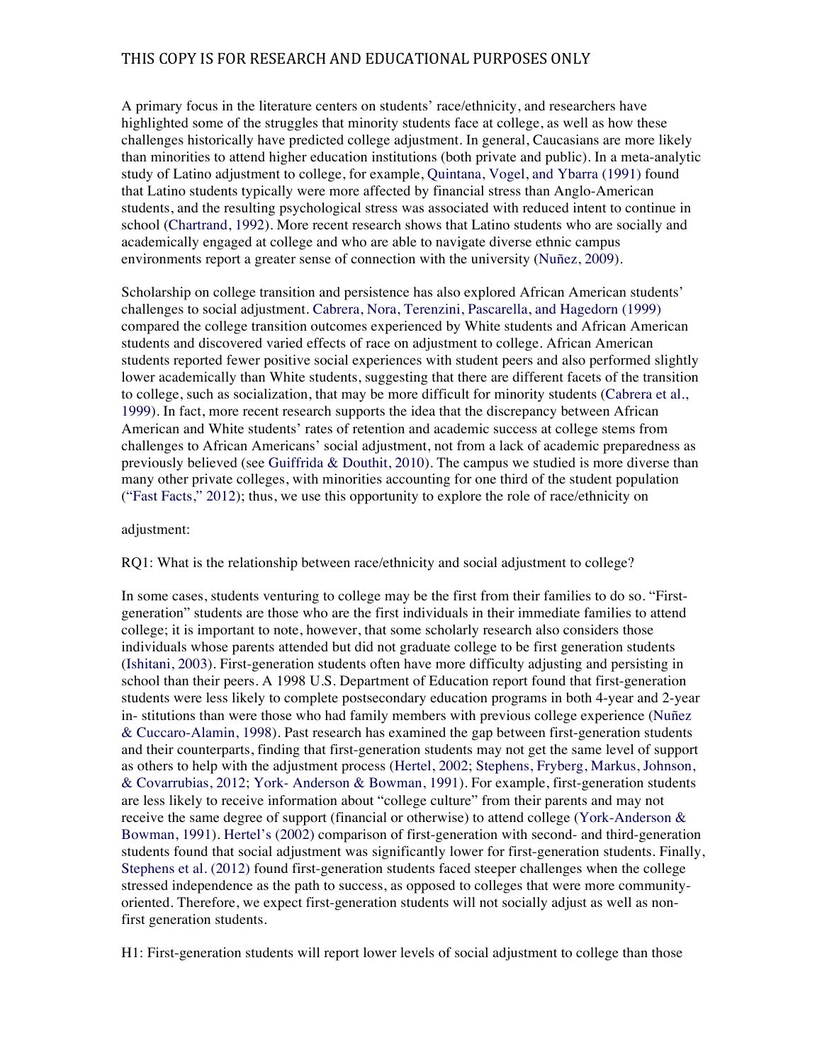A primary focus in the literature centers on students' race/ethnicity, and researchers have highlighted some of the struggles that minority students face at college, as well as how these challenges historically have predicted college adjustment. In general, Caucasians are more likely than minorities to attend higher education institutions (both private and public). In a meta-analytic study of Latino adjustment to college, for example, Quintana, Vogel, and Ybarra (1991) found that Latino students typically were more affected by financial stress than Anglo-American students, and the resulting psychological stress was associated with reduced intent to continue in school (Chartrand, 1992). More recent research shows that Latino students who are socially and academically engaged at college and who are able to navigate diverse ethnic campus environments report a greater sense of connection with the university (Nuñez, 2009).

Scholarship on college transition and persistence has also explored African American students' challenges to social adjustment. Cabrera, Nora, Terenzini, Pascarella, and Hagedorn (1999) compared the college transition outcomes experienced by White students and African American students and discovered varied effects of race on adjustment to college. African American students reported fewer positive social experiences with student peers and also performed slightly lower academically than White students, suggesting that there are different facets of the transition to college, such as socialization, that may be more difficult for minority students (Cabrera et al., 1999). In fact, more recent research supports the idea that the discrepancy between African American and White students' rates of retention and academic success at college stems from challenges to African Americans' social adjustment, not from a lack of academic preparedness as previously believed (see Guiffrida & Douthit, 2010). The campus we studied is more diverse than many other private colleges, with minorities accounting for one third of the student population ("Fast Facts," 2012); thus, we use this opportunity to explore the role of race/ethnicity on

adjustment:

RQ1: What is the relationship between race/ethnicity and social adjustment to college?

In some cases, students venturing to college may be the first from their families to do so. "First-generation" students are those who are the first individuals in their immediate families to attend college; it is important to note, however, that some scholarly research also considers those individuals whose parents attended but did not graduate college to be first generation students (Ishitani, 2003). First-generation students often have more difficulty adjusting and persisting in school than their peers. A 1998 U.S. Department of Education report found that first-generation students were less likely to complete postsecondary education programs in both 4-year and 2-year in- stitutions than were those who had family members with previous college experience (Nuñez & Cuccaro-Alamin, 1998). Past research has examined the gap between first-generation students and their counterparts, finding that first-generation students may not get the same level of support as others to help with the adjustment process (Hertel, 2002; Stephens, Fryberg, Markus, Johnson, & Covarrubias, 2012; York- Anderson & Bowman, 1991). For example, first-generation students are less likely to receive information about "college culture" from their parents and may not receive the same degree of support (financial or otherwise) to attend college (York-Anderson & Bowman, 1991). Hertel's (2002) comparison of first-generation with second- and third-generation students found that social adjustment was significantly lower for first-generation students. Finally, Stephens et al. (2012) found first-generation students faced steeper challenges when the college stressed independence as the path to success, as opposed to colleges that were more community-oriented. Therefore, we expect first-generation students will not socially adjust as well as non-first generation students.

H1: First-generation students will report lower levels of social adjustment to college than those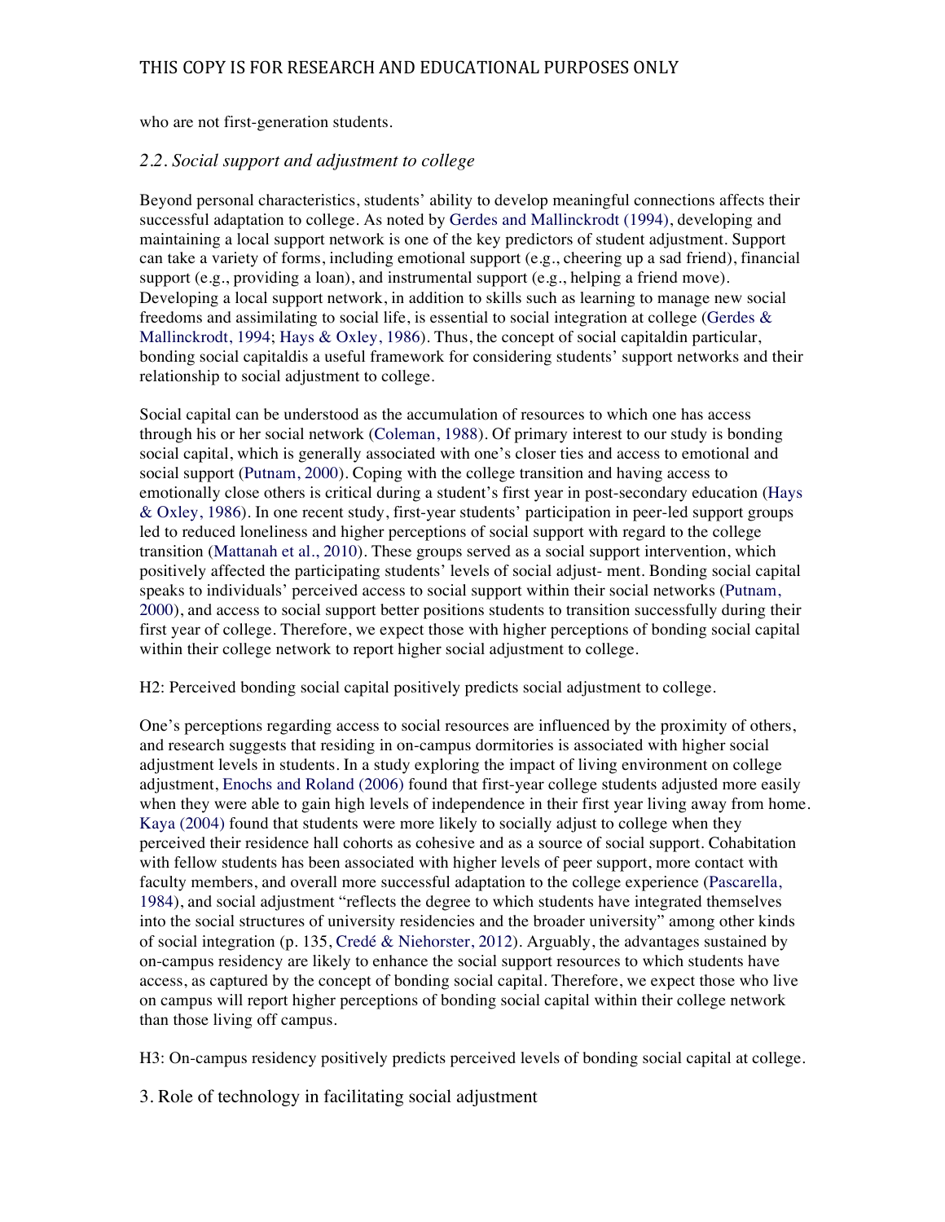who are not first-generation students.

### *2.2. Social support and adjustment to college*

Beyond personal characteristics, students' ability to develop meaningful connections affects their successful adaptation to college. As noted by Gerdes and Mallinckrodt (1994), developing and maintaining a local support network is one of the key predictors of student adjustment. Support can take a variety of forms, including emotional support (e.g., cheering up a sad friend), financial support (e.g., providing a loan), and instrumental support (e.g., helping a friend move). Developing a local support network, in addition to skills such as learning to manage new social freedoms and assimilating to social life, is essential to social integration at college (Gerdes & Mallinckrodt, 1994; Hays & Oxley, 1986). Thus, the concept of social capitaldin particular, bonding social capitaldis a useful framework for considering students' support networks and their relationship to social adjustment to college.

Social capital can be understood as the accumulation of resources to which one has access through his or her social network (Coleman, 1988). Of primary interest to our study is bonding social capital, which is generally associated with one's closer ties and access to emotional and social support (Putnam, 2000). Coping with the college transition and having access to emotionally close others is critical during a student's first year in post-secondary education (Hays & Oxley, 1986). In one recent study, first-year students' participation in peer-led support groups led to reduced loneliness and higher perceptions of social support with regard to the college transition (Mattanah et al., 2010). These groups served as a social support intervention, which positively affected the participating students' levels of social adjust- ment. Bonding social capital speaks to individuals' perceived access to social support within their social networks (Putnam, 2000), and access to social support better positions students to transition successfully during their first year of college. Therefore, we expect those with higher perceptions of bonding social capital within their college network to report higher social adjustment to college.

H2: Perceived bonding social capital positively predicts social adjustment to college.

One's perceptions regarding access to social resources are influenced by the proximity of others, and research suggests that residing in on-campus dormitories is associated with higher social adjustment levels in students. In a study exploring the impact of living environment on college adjustment, Enochs and Roland (2006) found that first-year college students adjusted more easily when they were able to gain high levels of independence in their first year living away from home. Kaya (2004) found that students were more likely to socially adjust to college when they perceived their residence hall cohorts as cohesive and as a source of social support. Cohabitation with fellow students has been associated with higher levels of peer support, more contact with faculty members, and overall more successful adaptation to the college experience (Pascarella, 1984), and social adjustment "reflects the degree to which students have integrated themselves into the social structures of university residencies and the broader university" among other kinds of social integration (p. 135, Credé & Niehorster, 2012). Arguably, the advantages sustained by on-campus residency are likely to enhance the social support resources to which students have access, as captured by the concept of bonding social capital. Therefore, we expect those who live on campus will report higher perceptions of bonding social capital within their college network than those living off campus.

H3: On-campus residency positively predicts perceived levels of bonding social capital at college.

## 3. Role of technology in facilitating social adjustment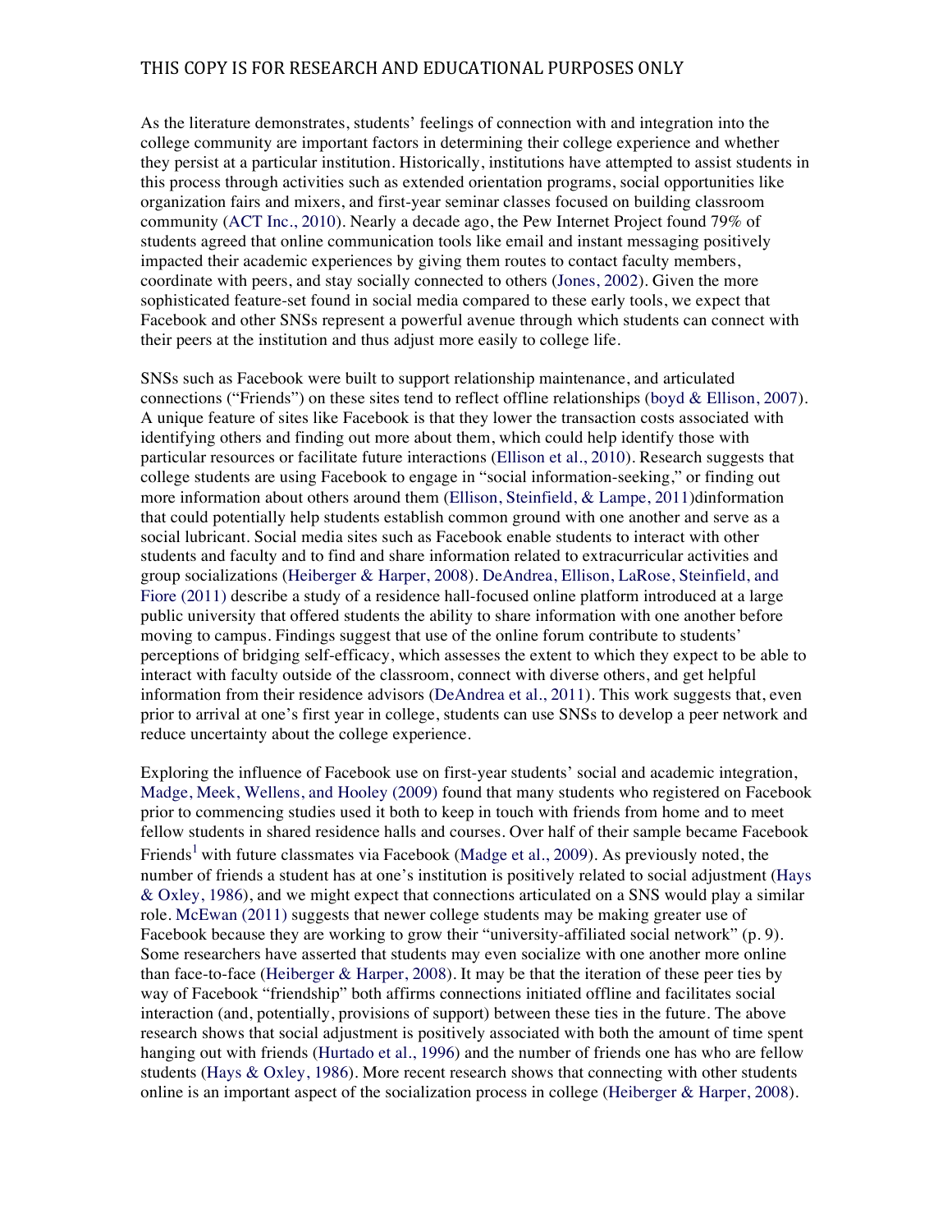As the literature demonstrates, students' feelings of connection with and integration into the college community are important factors in determining their college experience and whether they persist at a particular institution. Historically, institutions have attempted to assist students in this process through activities such as extended orientation programs, social opportunities like organization fairs and mixers, and first-year seminar classes focused on building classroom community (ACT Inc., 2010). Nearly a decade ago, the Pew Internet Project found 79% of students agreed that online communication tools like email and instant messaging positively impacted their academic experiences by giving them routes to contact faculty members, coordinate with peers, and stay socially connected to others (Jones, 2002). Given the more sophisticated feature-set found in social media compared to these early tools, we expect that Facebook and other SNSs represent a powerful avenue through which students can connect with their peers at the institution and thus adjust more easily to college life.

SNSs such as Facebook were built to support relationship maintenance, and articulated connections ("Friends") on these sites tend to reflect offline relationships (boyd & Ellison, 2007). A unique feature of sites like Facebook is that they lower the transaction costs associated with identifying others and finding out more about them, which could help identify those with particular resources or facilitate future interactions (Ellison et al., 2010). Research suggests that college students are using Facebook to engage in "social information-seeking," or finding out more information about others around them (Ellison, Steinfield, & Lampe, 2011)dinformation that could potentially help students establish common ground with one another and serve as a social lubricant. Social media sites such as Facebook enable students to interact with other students and faculty and to find and share information related to extracurricular activities and group socializations (Heiberger & Harper, 2008). DeAndrea, Ellison, LaRose, Steinfield, and Fiore (2011) describe a study of a residence hall-focused online platform introduced at a large public university that offered students the ability to share information with one another before moving to campus. Findings suggest that use of the online forum contribute to students' perceptions of bridging self-efficacy, which assesses the extent to which they expect to be able to interact with faculty outside of the classroom, connect with diverse others, and get helpful information from their residence advisors (DeAndrea et al., 2011). This work suggests that, even prior to arrival at one's first year in college, students can use SNSs to develop a peer network and reduce uncertainty about the college experience.

Exploring the influence of Facebook use on first-year students' social and academic integration, Madge, Meek, Wellens, and Hooley (2009) found that many students who registered on Facebook prior to commencing studies used it both to keep in touch with friends from home and to meet fellow students in shared residence halls and courses. Over half of their sample became Facebook Friends[1] with future classmates via Facebook (Madge et al., 2009). As previously noted, the number of friends a student has at one's institution is positively related to social adjustment (Hays & Oxley, 1986), and we might expect that connections articulated on a SNS would play a similar role. McEwan (2011) suggests that newer college students may be making greater use of Facebook because they are working to grow their "university-affiliated social network" (p. 9). Some researchers have asserted that students may even socialize with one another more online than face-to-face (Heiberger & Harper, 2008). It may be that the iteration of these peer ties by way of Facebook "friendship" both affirms connections initiated offline and facilitates social interaction (and, potentially, provisions of support) between these ties in the future. The above research shows that social adjustment is positively associated with both the amount of time spent hanging out with friends (Hurtado et al., 1996) and the number of friends one has who are fellow students (Hays & Oxley, 1986). More recent research shows that connecting with other students online is an important aspect of the socialization process in college (Heiberger & Harper, 2008).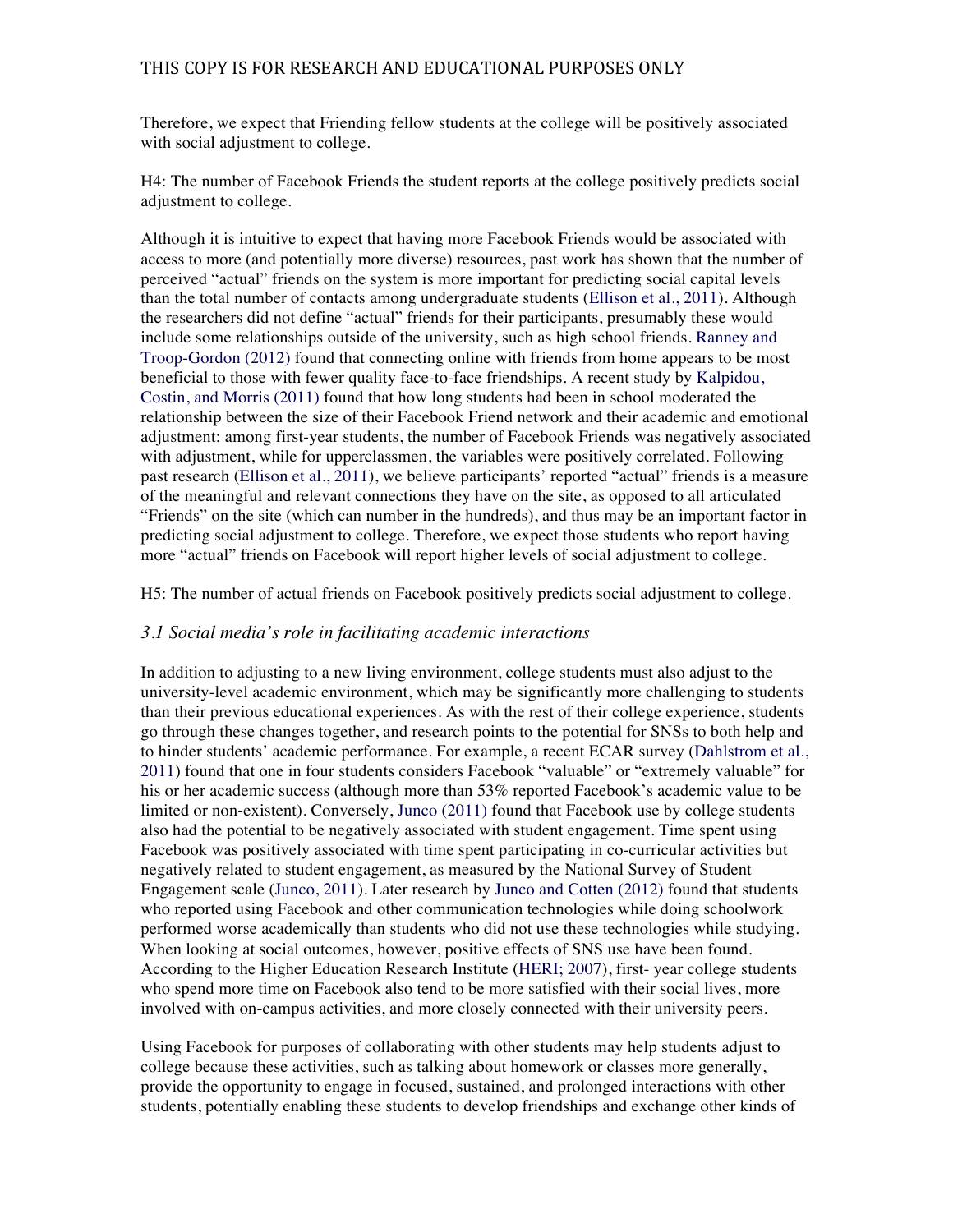Therefore, we expect that Friending fellow students at the college will be positively associated with social adjustment to college.

H4: The number of Facebook Friends the student reports at the college positively predicts social adjustment to college.

Although it is intuitive to expect that having more Facebook Friends would be associated with access to more (and potentially more diverse) resources, past work has shown that the number of perceived "actual" friends on the system is more important for predicting social capital levels than the total number of contacts among undergraduate students (Ellison et al., 2011). Although the researchers did not define "actual" friends for their participants, presumably these would include some relationships outside of the university, such as high school friends. Ranney and Troop-Gordon (2012) found that connecting online with friends from home appears to be most beneficial to those with fewer quality face-to-face friendships. A recent study by Kalpidou, Costin, and Morris (2011) found that how long students had been in school moderated the relationship between the size of their Facebook Friend network and their academic and emotional adjustment: among first-year students, the number of Facebook Friends was negatively associated with adjustment, while for upperclassmen, the variables were positively correlated. Following past research (Ellison et al., 2011), we believe participants' reported "actual" friends is a measure of the meaningful and relevant connections they have on the site, as opposed to all articulated "Friends" on the site (which can number in the hundreds), and thus may be an important factor in predicting social adjustment to college. Therefore, we expect those students who report having more "actual" friends on Facebook will report higher levels of social adjustment to college.

H5: The number of actual friends on Facebook positively predicts social adjustment to college.

### *3.1 Social media's role in facilitating academic interactions*

In addition to adjusting to a new living environment, college students must also adjust to the university-level academic environment, which may be significantly more challenging to students than their previous educational experiences. As with the rest of their college experience, students go through these changes together, and research points to the potential for SNSs to both help and to hinder students' academic performance. For example, a recent ECAR survey (Dahlstrom et al., 2011) found that one in four students considers Facebook "valuable" or "extremely valuable" for his or her academic success (although more than 53% reported Facebook's academic value to be limited or non-existent). Conversely, Junco (2011) found that Facebook use by college students also had the potential to be negatively associated with student engagement. Time spent using Facebook was positively associated with time spent participating in co-curricular activities but negatively related to student engagement, as measured by the National Survey of Student Engagement scale (Junco, 2011). Later research by Junco and Cotten (2012) found that students who reported using Facebook and other communication technologies while doing schoolwork performed worse academically than students who did not use these technologies while studying. When looking at social outcomes, however, positive effects of SNS use have been found. According to the Higher Education Research Institute (HERI; 2007), first- year college students who spend more time on Facebook also tend to be more satisfied with their social lives, more involved with on-campus activities, and more closely connected with their university peers.

Using Facebook for purposes of collaborating with other students may help students adjust to college because these activities, such as talking about homework or classes more generally, provide the opportunity to engage in focused, sustained, and prolonged interactions with other students, potentially enabling these students to develop friendships and exchange other kinds of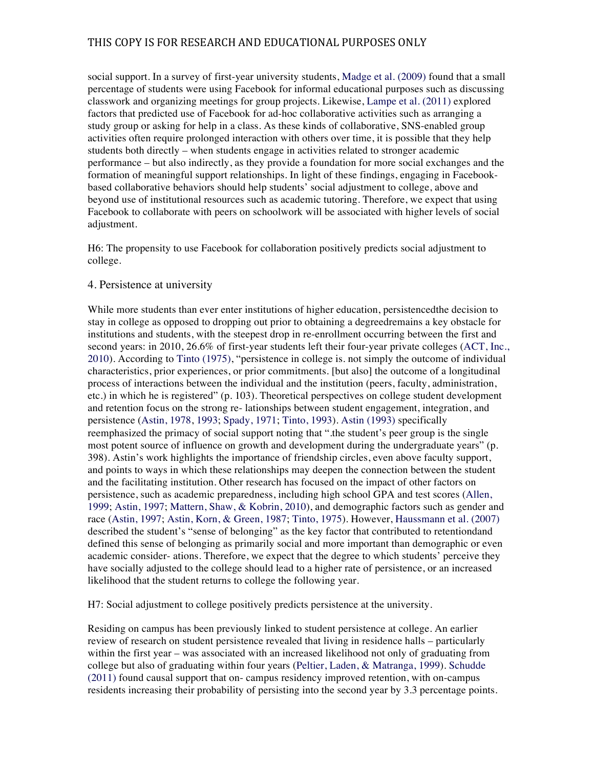social support. In a survey of first-year university students, Madge et al. (2009) found that a small percentage of students were using Facebook for informal educational purposes such as discussing classwork and organizing meetings for group projects. Likewise, Lampe et al. (2011) explored factors that predicted use of Facebook for ad-hoc collaborative activities such as arranging a study group or asking for help in a class. As these kinds of collaborative, SNS-enabled group activities often require prolonged interaction with others over time, it is possible that they help students both directly – when students engage in activities related to stronger academic performance – but also indirectly, as they provide a foundation for more social exchanges and the formation of meaningful support relationships. In light of these findings, engaging in Facebook-based collaborative behaviors should help students' social adjustment to college, above and beyond use of institutional resources such as academic tutoring. Therefore, we expect that using Facebook to collaborate with peers on schoolwork will be associated with higher levels of social adjustment.

H6: The propensity to use Facebook for collaboration positively predicts social adjustment to college.

## 4. Persistence at university

While more students than ever enter institutions of higher education, persistencedthe decision to stay in college as opposed to dropping out prior to obtaining a degreedremains a key obstacle for institutions and students, with the steepest drop in re-enrollment occurring between the first and second years: in 2010, 26.6% of first-year students left their four-year private colleges (ACT, Inc., 2010). According to Tinto (1975), "persistence in college is. not simply the outcome of individual characteristics, prior experiences, or prior commitments. [but also] the outcome of a longitudinal process of interactions between the individual and the institution (peers, faculty, administration, etc.) in which he is registered" (p. 103). Theoretical perspectives on college student development and retention focus on the strong re- lationships between student engagement, integration, and persistence (Astin, 1978, 1993; Spady, 1971; Tinto, 1993). Astin (1993) specifically reemphasized the primacy of social support noting that ".the student's peer group is the single most potent source of influence on growth and development during the undergraduate years" (p. 398). Astin's work highlights the importance of friendship circles, even above faculty support, and points to ways in which these relationships may deepen the connection between the student and the facilitating institution. Other research has focused on the impact of other factors on persistence, such as academic preparedness, including high school GPA and test scores (Allen, 1999; Astin, 1997; Mattern, Shaw, & Kobrin, 2010), and demographic factors such as gender and race (Astin, 1997; Astin, Korn, & Green, 1987; Tinto, 1975). However, Haussmann et al. (2007) described the student's "sense of belonging" as the key factor that contributed to retentiondand defined this sense of belonging as primarily social and more important than demographic or even academic consider- ations. Therefore, we expect that the degree to which students' perceive they have socially adjusted to the college should lead to a higher rate of persistence, or an increased likelihood that the student returns to college the following year.

H7: Social adjustment to college positively predicts persistence at the university.

Residing on campus has been previously linked to student persistence at college. An earlier review of research on student persistence revealed that living in residence halls – particularly within the first year – was associated with an increased likelihood not only of graduating from college but also of graduating within four years (Peltier, Laden, & Matranga, 1999). Schudde (2011) found causal support that on- campus residency improved retention, with on-campus residents increasing their probability of persisting into the second year by 3.3 percentage points.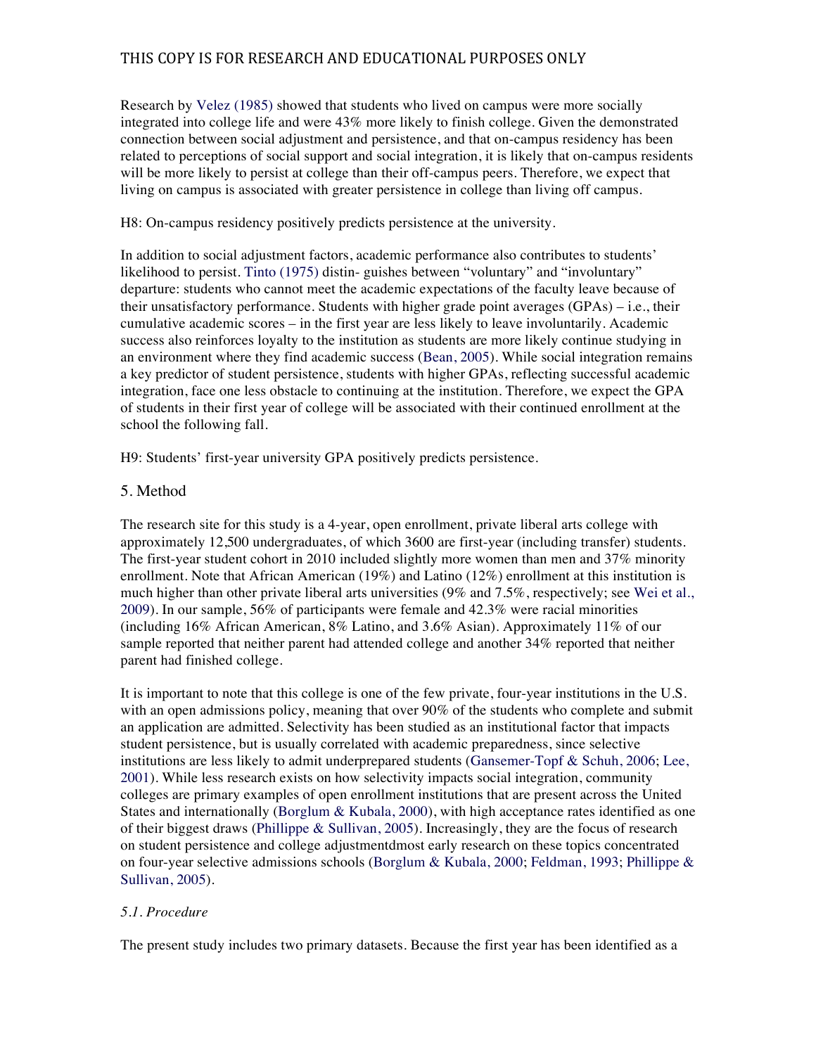Research by Velez (1985) showed that students who lived on campus were more socially integrated into college life and were 43% more likely to finish college. Given the demonstrated connection between social adjustment and persistence, and that on-campus residency has been related to perceptions of social support and social integration, it is likely that on-campus residents will be more likely to persist at college than their off-campus peers. Therefore, we expect that living on campus is associated with greater persistence in college than living off campus.

H8: On-campus residency positively predicts persistence at the university.

In addition to social adjustment factors, academic performance also contributes to students' likelihood to persist. Tinto (1975) distin- guishes between "voluntary" and "involuntary" departure: students who cannot meet the academic expectations of the faculty leave because of their unsatisfactory performance. Students with higher grade point averages (GPAs) – i.e., their cumulative academic scores – in the first year are less likely to leave involuntarily. Academic success also reinforces loyalty to the institution as students are more likely continue studying in an environment where they find academic success (Bean, 2005). While social integration remains a key predictor of student persistence, students with higher GPAs, reflecting successful academic integration, face one less obstacle to continuing at the institution. Therefore, we expect the GPA of students in their first year of college will be associated with their continued enrollment at the school the following fall.

H9: Students' first-year university GPA positively predicts persistence.

## 5. Method

The research site for this study is a 4-year, open enrollment, private liberal arts college with approximately 12,500 undergraduates, of which 3600 are first-year (including transfer) students. The first-year student cohort in 2010 included slightly more women than men and 37% minority enrollment. Note that African American (19%) and Latino (12%) enrollment at this institution is much higher than other private liberal arts universities (9% and 7.5%, respectively; see Wei et al., 2009). In our sample, 56% of participants were female and 42.3% were racial minorities (including 16% African American, 8% Latino, and 3.6% Asian). Approximately 11% of our sample reported that neither parent had attended college and another 34% reported that neither parent had finished college.

It is important to note that this college is one of the few private, four-year institutions in the U.S. with an open admissions policy, meaning that over 90% of the students who complete and submit an application are admitted. Selectivity has been studied as an institutional factor that impacts student persistence, but is usually correlated with academic preparedness, since selective institutions are less likely to admit underprepared students (Gansemer-Topf & Schuh, 2006; Lee, 2001). While less research exists on how selectivity impacts social integration, community colleges are primary examples of open enrollment institutions that are present across the United States and internationally (Borglum & Kubala, 2000), with high acceptance rates identified as one of their biggest draws (Phillippe & Sullivan, 2005). Increasingly, they are the focus of research on student persistence and college adjustmentdmost early research on these topics concentrated on four-year selective admissions schools (Borglum & Kubala, 2000; Feldman, 1993; Phillippe & Sullivan, 2005).

### *5.1. Procedure*

The present study includes two primary datasets. Because the first year has been identified as a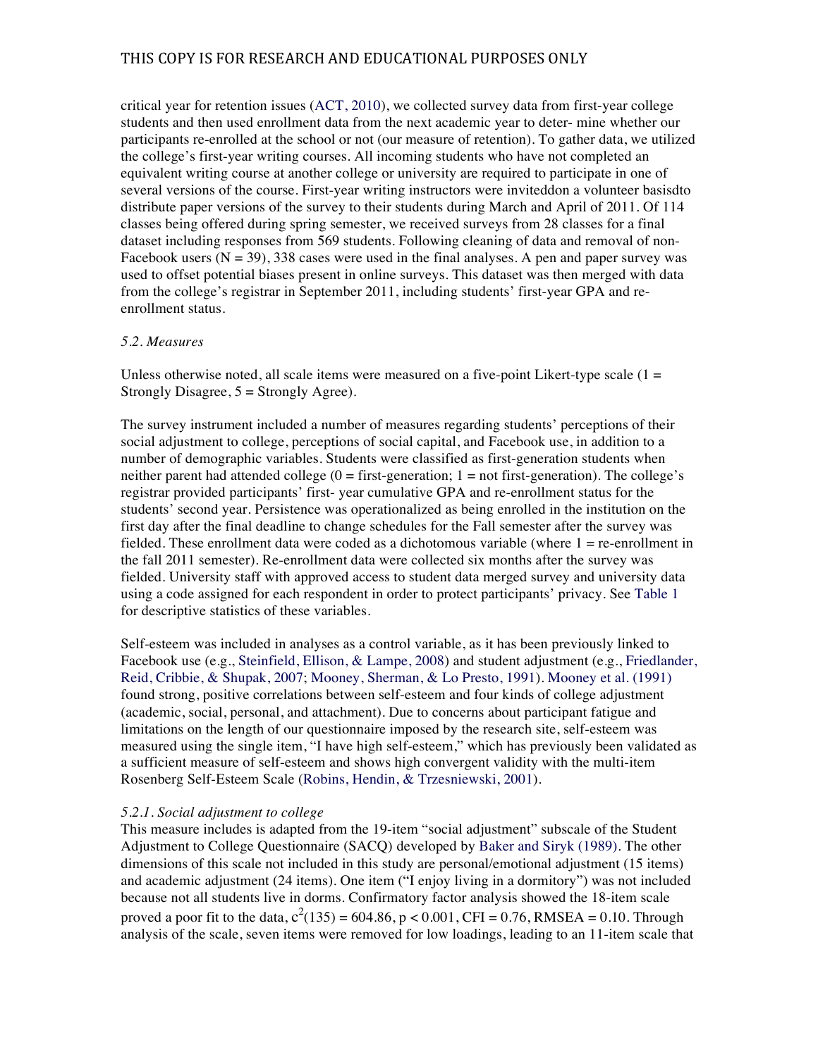critical year for retention issues (ACT, 2010), we collected survey data from first-year college students and then used enrollment data from the next academic year to deter- mine whether our participants re-enrolled at the school or not (our measure of retention). To gather data, we utilized the college's first-year writing courses. All incoming students who have not completed an equivalent writing course at another college or university are required to participate in one of several versions of the course. First-year writing instructors were inviteddon a volunteer basisdto distribute paper versions of the survey to their students during March and April of 2011. Of 114 classes being offered during spring semester, we received surveys from 28 classes for a final dataset including responses from 569 students. Following cleaning of data and removal of non-Facebook users (N = 39), 338 cases were used in the final analyses. A pen and paper survey was used to offset potential biases present in online surveys. This dataset was then merged with data from the college's registrar in September 2011, including students' first-year GPA and re-enrollment status.

*5.2. Measures*

Unless otherwise noted, all scale items were measured on a five-point Likert-type scale (1 = Strongly Disagree, 5 = Strongly Agree).

The survey instrument included a number of measures regarding students' perceptions of their social adjustment to college, perceptions of social capital, and Facebook use, in addition to a number of demographic variables. Students were classified as first-generation students when neither parent had attended college (0 = first-generation; 1 = not first-generation). The college's registrar provided participants' first- year cumulative GPA and re-enrollment status for the students' second year. Persistence was operationalized as being enrolled in the institution on the first day after the final deadline to change schedules for the Fall semester after the survey was fielded. These enrollment data were coded as a dichotomous variable (where 1 = re-enrollment in the fall 2011 semester). Re-enrollment data were collected six months after the survey was fielded. University staff with approved access to student data merged survey and university data using a code assigned for each respondent in order to protect participants' privacy. See Table 1 for descriptive statistics of these variables.

Self-esteem was included in analyses as a control variable, as it has been previously linked to Facebook use (e.g., Steinfield, Ellison, & Lampe, 2008) and student adjustment (e.g., Friedlander, Reid, Cribbie, & Shupak, 2007; Mooney, Sherman, & Lo Presto, 1991). Mooney et al. (1991) found strong, positive correlations between self-esteem and four kinds of college adjustment (academic, social, personal, and attachment). Due to concerns about participant fatigue and limitations on the length of our questionnaire imposed by the research site, self-esteem was measured using the single item, "I have high self-esteem," which has previously been validated as a sufficient measure of self-esteem and shows high convergent validity with the multi-item Rosenberg Self-Esteem Scale (Robins, Hendin, & Trzesniewski, 2001).

*5.2.1. Social adjustment to college*

This measure includes is adapted from the 19-item "social adjustment" subscale of the Student Adjustment to College Questionnaire (SACQ) developed by Baker and Siryk (1989). The other dimensions of this scale not included in this study are personal/emotional adjustment (15 items) and academic adjustment (24 items). One item ("I enjoy living in a dormitory") was not included because not all students live in dorms. Confirmatory factor analysis showed the 18-item scale proved a poor fit to the data, $c^2(135) = 604.86$, $p < 0.001$, CFI = 0.76, RMSEA = 0.10. Through analysis of the scale, seven items were removed for low loadings, leading to an 11-item scale that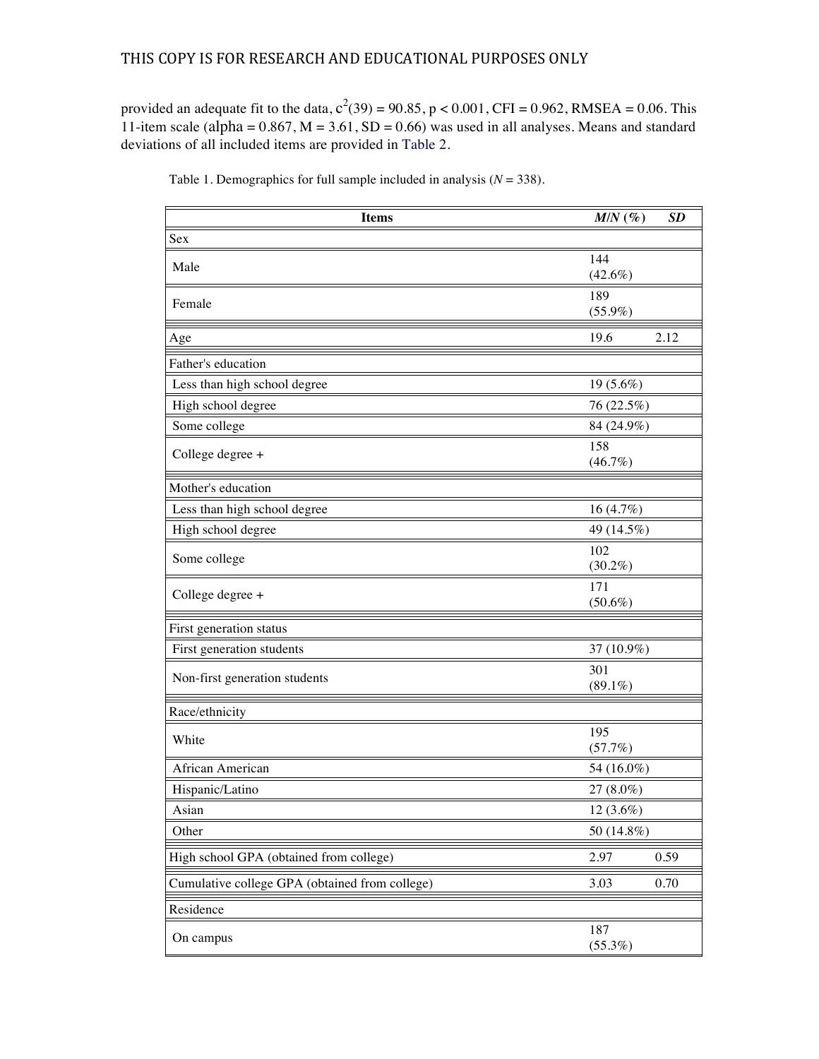provided an adequate fit to the data, $c^2(39) = 90.85$, $p < 0.001$, CFI = 0.962, RMSEA = 0.06. This 11-item scale (alpha = 0.867, M = 3.61, SD = 0.66) was used in all analyses. Means and standard deviations of all included items are provided in Table 2.

Table 1. Demographics for full sample included in analysis (*N* = 338).

| Items | *M*/*N* (%) | *SD* |
|---|---|---|
| Sex | | |
| Male | 144 (42.6%) | |
| Female | 189 (55.9%) | |
| Age | 19.6 | 2.12 |
| Father's education | | |
| Less than high school degree | 19 (5.6%) | |
| High school degree | 76 (22.5%) | |
| Some college | 84 (24.9%) | |
| College degree + | 158 (46.7%) | |
| Mother's education | | |
| Less than high school degree | 16 (4.7%) | |
| High school degree | 49 (14.5%) | |
| Some college | 102 (30.2%) | |
| College degree + | 171 (50.6%) | |
| First generation status | | |
| First generation students | 37 (10.9%) | |
| Non-first generation students | 301 (89.1%) | |
| Race/ethnicity | | |
| White | 195 (57.7%) | |
| African American | 54 (16.0%) | |
| Hispanic/Latino | 27 (8.0%) | |
| Asian | 12 (3.6%) | |
| Other | 50 (14.8%) | |
| High school GPA (obtained from college) | 2.97 | 0.59 |
| Cumulative college GPA (obtained from college) | 3.03 | 0.70 |
| Residence | | |
| On campus | 187 (55.3%) | |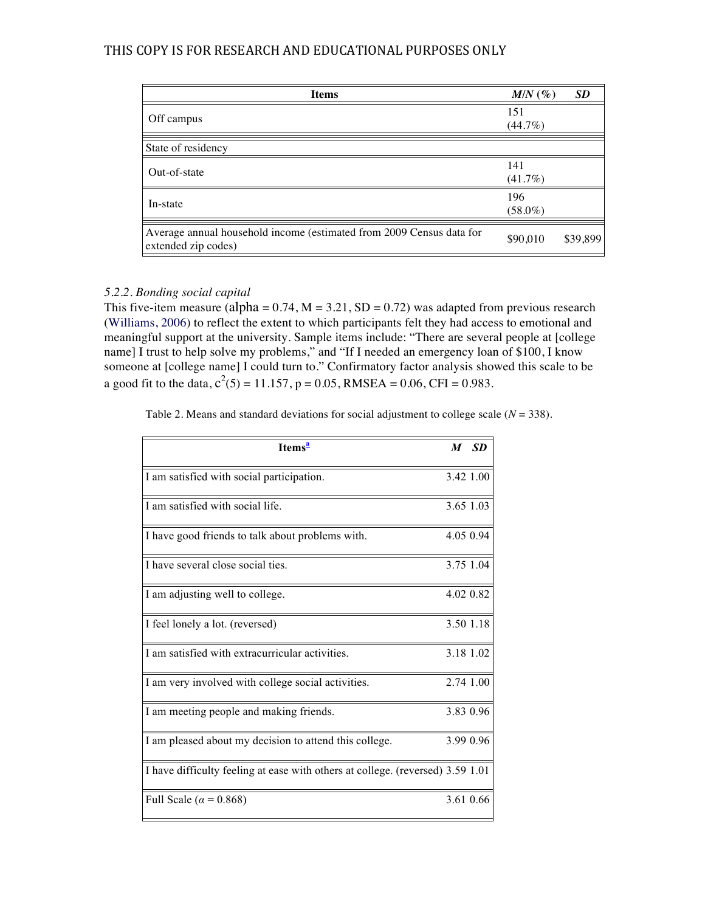| Items | *M*/*N* (%) | *SD* |
|---|---|---|
| Off campus | 151 (44.7%) | |
| State of residency | | |
| Out-of-state | 141 (41.7%) | |
| In-state | 196 (58.0%) | |
| Average annual household income (estimated from 2009 Census data for extended zip codes) | $90,010 | $39,899 |

### *5.2.2. Bonding social capital*

This five-item measure (alpha = 0.74, M = 3.21, SD = 0.72) was adapted from previous research (Williams, 2006) to reflect the extent to which participants felt they had access to emotional and meaningful support at the university. Sample items include: "There are several people at [college name] I trust to help solve my problems," and "If I needed an emergency loan of $100, I know someone at [college name] I could turn to." Confirmatory factor analysis showed this scale to be a good fit to the data, $c^2(5) = 11.157$, $p = 0.05$, RMSEA = 0.06, CFI = 0.983.

Table 2. Means and standard deviations for social adjustment to college scale ($N = 338$).

| Items[a] | *M* | *SD* |
|---|---|---|
| I am satisfied with social participation. | 3.42 | 1.00 |
| I am satisfied with social life. | 3.65 | 1.03 |
| I have good friends to talk about problems with. | 4.05 | 0.94 |
| I have several close social ties. | 3.75 | 1.04 |
| I am adjusting well to college. | 4.02 | 0.82 |
| I feel lonely a lot. (reversed) | 3.50 | 1.18 |
| I am satisfied with extracurricular activities. | 3.18 | 1.02 |
| I am very involved with college social activities. | 2.74 | 1.00 |
| I am meeting people and making friends. | 3.83 | 0.96 |
| I am pleased about my decision to attend this college. | 3.99 | 0.96 |
| I have difficulty feeling at ease with others at college. (reversed) | 3.59 | 1.01 |
| Full Scale ($\alpha = 0.868$) | 3.61 | 0.66 |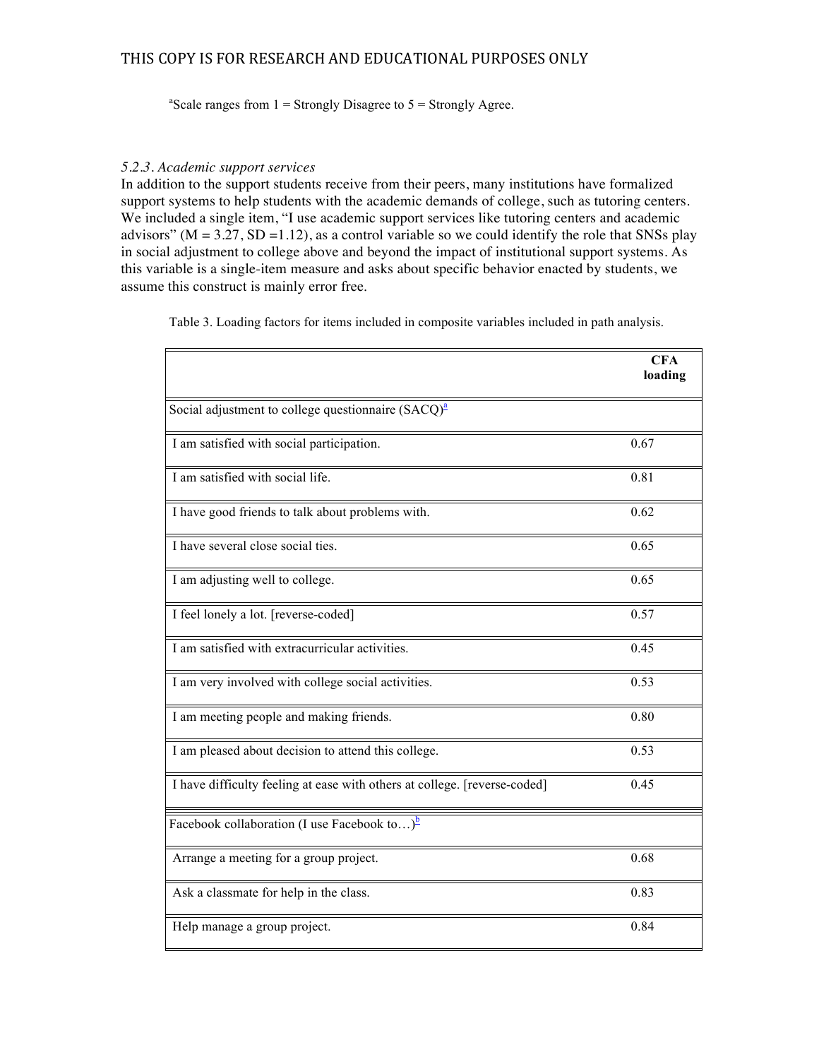[a]Scale ranges from 1 = Strongly Disagree to 5 = Strongly Agree.

### *5.2.3. Academic support services*

In addition to the support students receive from their peers, many institutions have formalized support systems to help students with the academic demands of college, such as tutoring centers. We included a single item, "I use academic support services like tutoring centers and academic advisors" (M = 3.27, SD =1.12), as a control variable so we could identify the role that SNSs play in social adjustment to college above and beyond the impact of institutional support systems. As this variable is a single-item measure and asks about specific behavior enacted by students, we assume this construct is mainly error free.

Table 3. Loading factors for items included in composite variables included in path analysis.

| | **CFA loading** |
|---|---|
| Social adjustment to college questionnaire (SACQ)[a] | |
| I am satisfied with social participation. | 0.67 |
| I am satisfied with social life. | 0.81 |
| I have good friends to talk about problems with. | 0.62 |
| I have several close social ties. | 0.65 |
| I am adjusting well to college. | 0.65 |
| I feel lonely a lot. [reverse-coded] | 0.57 |
| I am satisfied with extracurricular activities. | 0.45 |
| I am very involved with college social activities. | 0.53 |
| I am meeting people and making friends. | 0.80 |
| I am pleased about decision to attend this college. | 0.53 |
| I have difficulty feeling at ease with others at college. [reverse-coded] | 0.45 |
| Facebook collaboration (I use Facebook to…)[b] | |
| Arrange a meeting for a group project. | 0.68 |
| Ask a classmate for help in the class. | 0.83 |
| Help manage a group project. | 0.84 |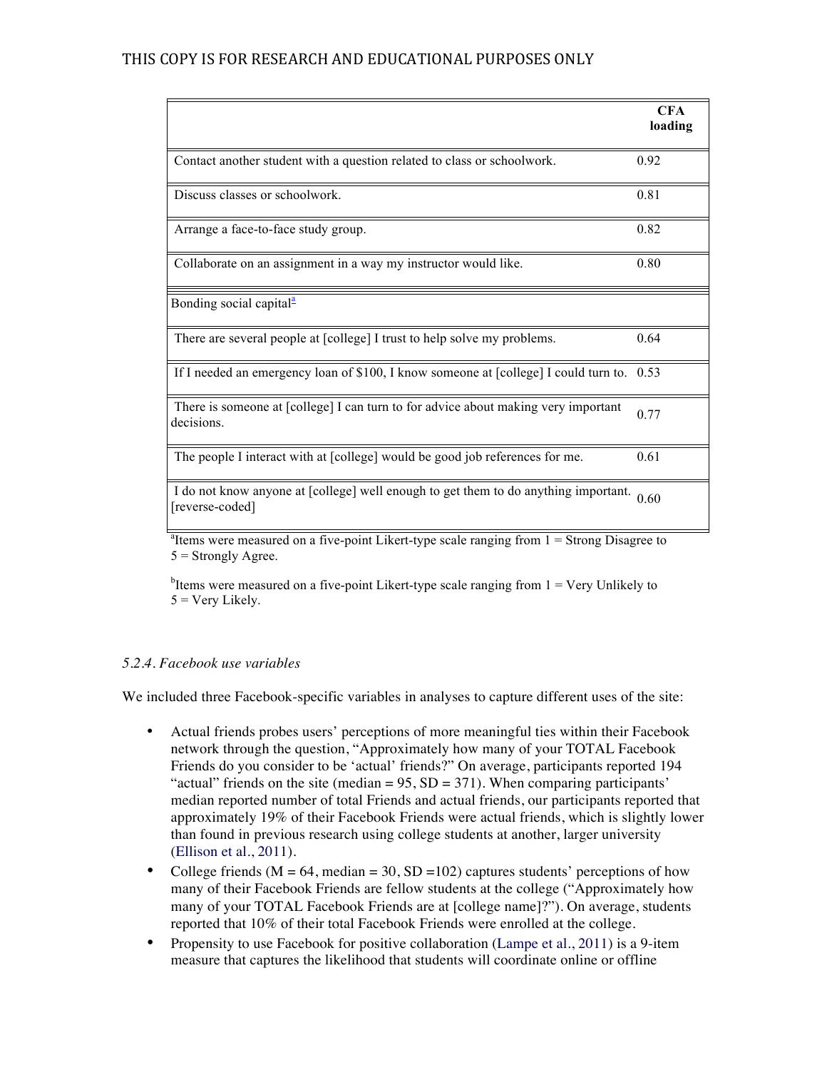| | CFA loading |
|---|---|
| Contact another student with a question related to class or schoolwork. | 0.92 |
| Discuss classes or schoolwork. | 0.81 |
| Arrange a face-to-face study group. | 0.82 |
| Collaborate on an assignment in a way my instructor would like. | 0.80 |
| Bonding social capital[a] | |
| There are several people at [college] I trust to help solve my problems. | 0.64 |
| If I needed an emergency loan of $100, I know someone at [college] I could turn to. | 0.53 |
| There is someone at [college] I can turn to for advice about making very important decisions. | 0.77 |
| The people I interact with at [college] would be good job references for me. | 0.61 |
| I do not know anyone at [college] well enough to get them to do anything important. [reverse-coded] | 0.60 |

[a]Items were measured on a five-point Likert-type scale ranging from 1 = Strong Disagree to 5 = Strongly Agree.

[b]Items were measured on a five-point Likert-type scale ranging from 1 = Very Unlikely to 5 = Very Likely.

*5.2.4. Facebook use variables*

We included three Facebook-specific variables in analyses to capture different uses of the site:

- Actual friends probes users' perceptions of more meaningful ties within their Facebook network through the question, "Approximately how many of your TOTAL Facebook Friends do you consider to be 'actual' friends?" On average, participants reported 194 "actual" friends on the site (median = 95, SD = 371). When comparing participants' median reported number of total Friends and actual friends, our participants reported that approximately 19% of their Facebook Friends were actual friends, which is slightly lower than found in previous research using college students at another, larger university (Ellison et al., 2011).
- College friends (M = 64, median = 30, SD =102) captures students' perceptions of how many of their Facebook Friends are fellow students at the college ("Approximately how many of your TOTAL Facebook Friends are at [college name]?"). On average, students reported that 10% of their total Facebook Friends were enrolled at the college.
- Propensity to use Facebook for positive collaboration (Lampe et al., 2011) is a 9-item measure that captures the likelihood that students will coordinate online or offline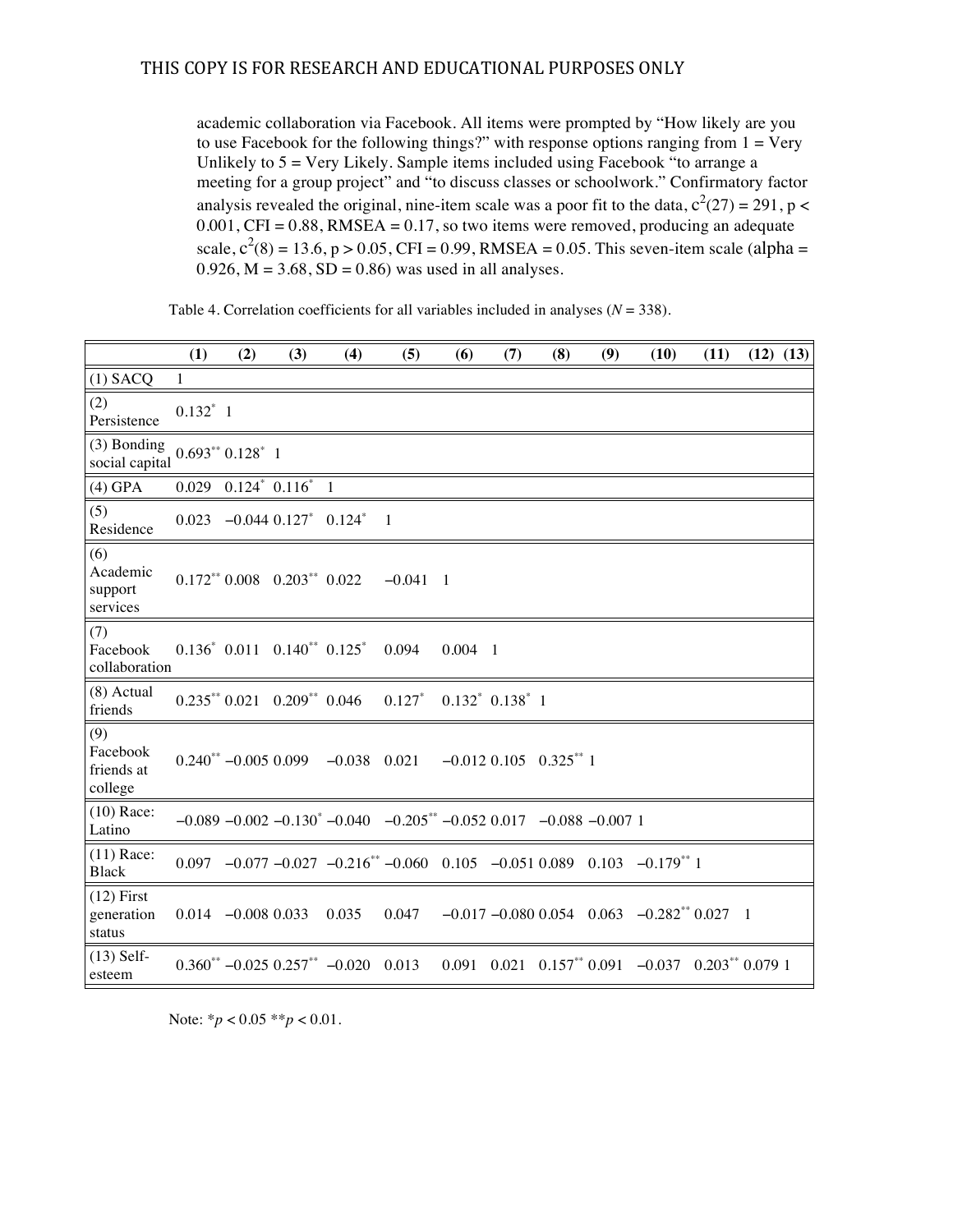academic collaboration via Facebook. All items were prompted by “How likely are you to use Facebook for the following things?” with response options ranging from 1 = Very Unlikely to 5 = Very Likely. Sample items included using Facebook “to arrange a meeting for a group project” and “to discuss classes or schoolwork.” Confirmatory factor analysis revealed the original, nine-item scale was a poor fit to the data, $c^2(27) = 291$, $p < 0.001$, CFI = 0.88, RMSEA = 0.17, so two items were removed, producing an adequate scale, $c^2(8) = 13.6$, $p > 0.05$, CFI = 0.99, RMSEA = 0.05. This seven-item scale (alpha = 0.926, M = 3.68, SD = 0.86) was used in all analyses.

Table 4. Correlation coefficients for all variables included in analyses (*N* = 338).

| | (1) | (2) | (3) | (4) | (5) | (6) | (7) | (8) | (9) | (10) | (11) | (12) | (13) |
|---|---|---|---|---|---|---|---|---|---|---|---|---|---|
| (1) SACQ | 1 | | | | | | | | | | | | |
| (2) Persistence | 0.132* | 1 | | | | | | | | | | | |
| (3) Bonding social capital | 0.693** | 0.128* | 1 | | | | | | | | | | |
| (4) GPA | 0.029 | 0.124* | 0.116* | 1 | | | | | | | | | |
| (5) Residence | 0.023 | −0.044 | 0.127* | 0.124* | 1 | | | | | | | | |
| (6) Academic support services | 0.172** | 0.008 | 0.203** | 0.022 | −0.041 | 1 | | | | | | | |
| (7) Facebook collaboration | 0.136* | 0.011 | 0.140** | 0.125* | 0.094 | 0.004 | 1 | | | | | | |
| (8) Actual friends | 0.235** | 0.021 | 0.209** | 0.046 | 0.127* | 0.132* | 0.138* | 1 | | | | | |
| (9) Facebook friends at college | 0.240** | −0.005 | 0.099 | −0.038 | 0.021 | −0.012 | 0.105 | 0.325** | 1 | | | | |
| (10) Race: Latino | −0.089 | −0.002 | −0.130* | −0.040 | −0.205** | −0.052 | 0.017 | −0.088 | −0.007 | 1 | | | |
| (11) Race: Black | 0.097 | −0.077 | −0.027 | −0.216** | −0.060 | 0.105 | −0.051 | 0.089 | 0.103 | −0.179** | 1 | | |
| (12) First generation status | 0.014 | −0.008 | 0.033 | 0.035 | 0.047 | −0.017 | −0.080 | 0.054 | 0.063 | −0.282** | 0.027 | 1 | |
| (13) Self-esteem | 0.360** | −0.025 | 0.257** | −0.020 | 0.013 | 0.091 | 0.021 | 0.157** | 0.091 | −0.037 | 0.203** | 0.079 | 1 |

Note: *$p < 0.05$ **$p < 0.01$.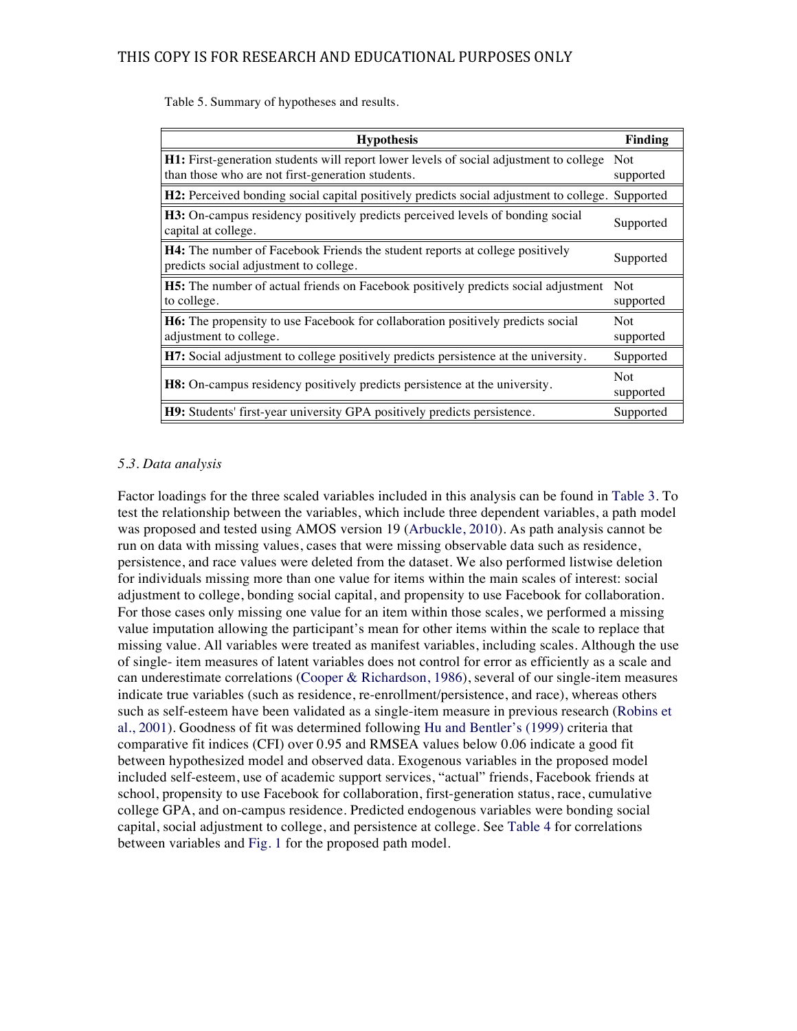Table 5. Summary of hypotheses and results.

| Hypothesis | Finding |
|---|---|
| **H1:** First-generation students will report lower levels of social adjustment to college than those who are not first-generation students. | Not supported |
| **H2:** Perceived bonding social capital positively predicts social adjustment to college. | Supported |
| **H3:** On-campus residency positively predicts perceived levels of bonding social capital at college. | Supported |
| **H4:** The number of Facebook Friends the student reports at college positively predicts social adjustment to college. | Supported |
| **H5:** The number of actual friends on Facebook positively predicts social adjustment to college. | Not supported |
| **H6:** The propensity to use Facebook for collaboration positively predicts social adjustment to college. | Not supported |
| **H7:** Social adjustment to college positively predicts persistence at the university. | Supported |
| **H8:** On-campus residency positively predicts persistence at the university. | Not supported |
| **H9:** Students' first-year university GPA positively predicts persistence. | Supported |

### *5.3. Data analysis*

Factor loadings for the three scaled variables included in this analysis can be found in Table 3. To test the relationship between the variables, which include three dependent variables, a path model was proposed and tested using AMOS version 19 (Arbuckle, 2010). As path analysis cannot be run on data with missing values, cases that were missing observable data such as residence, persistence, and race values were deleted from the dataset. We also performed listwise deletion for individuals missing more than one value for items within the main scales of interest: social adjustment to college, bonding social capital, and propensity to use Facebook for collaboration. For those cases only missing one value for an item within those scales, we performed a missing value imputation allowing the participant's mean for other items within the scale to replace that missing value. All variables were treated as manifest variables, including scales. Although the use of single- item measures of latent variables does not control for error as efficiently as a scale and can underestimate correlations (Cooper & Richardson, 1986), several of our single-item measures indicate true variables (such as residence, re-enrollment/persistence, and race), whereas others such as self-esteem have been validated as a single-item measure in previous research (Robins et al., 2001). Goodness of fit was determined following Hu and Bentler's (1999) criteria that comparative fit indices (CFI) over 0.95 and RMSEA values below 0.06 indicate a good fit between hypothesized model and observed data. Exogenous variables in the proposed model included self-esteem, use of academic support services, "actual" friends, Facebook friends at school, propensity to use Facebook for collaboration, first-generation status, race, cumulative college GPA, and on-campus residence. Predicted endogenous variables were bonding social capital, social adjustment to college, and persistence at college. See Table 4 for correlations between variables and Fig. 1 for the proposed path model.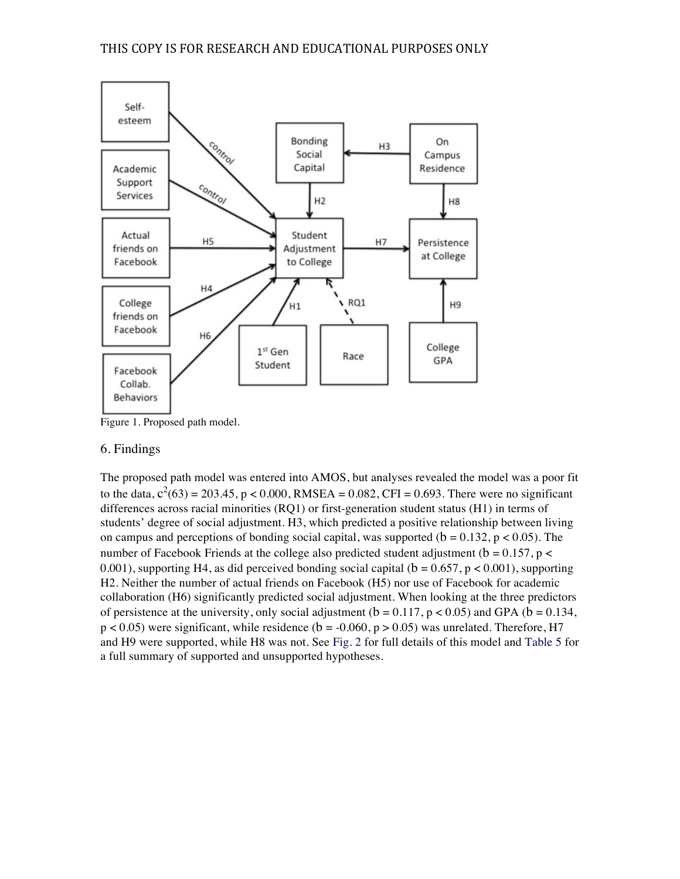Figure 1. Proposed path model.

## 6. Findings

The proposed path model was entered into AMOS, but analyses revealed the model was a poor fit to the data, $c^2(63) = 203.45$, $p < 0.000$, RMSEA = 0.082, CFI = 0.693. There were no significant differences across racial minorities (RQ1) or first-generation student status (H1) in terms of students' degree of social adjustment. H3, which predicted a positive relationship between living on campus and perceptions of bonding social capital, was supported ($b = 0.132$, $p < 0.05$). The number of Facebook Friends at the college also predicted student adjustment ($b = 0.157$, $p < 0.001$), supporting H4, as did perceived bonding social capital ($b = 0.657$, $p < 0.001$), supporting H2. Neither the number of actual friends on Facebook (H5) nor use of Facebook for academic collaboration (H6) significantly predicted social adjustment. When looking at the three predictors of persistence at the university, only social adjustment ($b = 0.117$, $p < 0.05$) and GPA ($b = 0.134$, $p < 0.05$) were significant, while residence ($b = -0.060$, $p > 0.05$) was unrelated. Therefore, H7 and H9 were supported, while H8 was not. See Fig. 2 for full details of this model and Table 5 for a full summary of supported and unsupported hypotheses.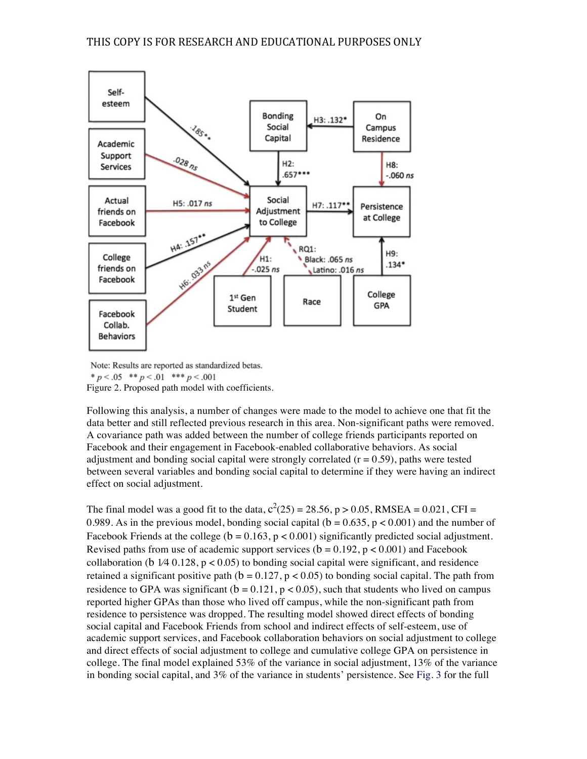Note: Results are reported as standardized betas.
* $p < .05$ ** $p < .01$ *** $p < .001$

Figure 2. Proposed path model with coefficients.

Following this analysis, a number of changes were made to the model to achieve one that fit the data better and still reflected previous research in this area. Non-significant paths were removed. A covariance path was added between the number of college friends participants reported on Facebook and their engagement in Facebook-enabled collaborative behaviors. As social adjustment and bonding social capital were strongly correlated ($r = 0.59$), paths were tested between several variables and bonding social capital to determine if they were having an indirect effect on social adjustment.

The final model was a good fit to the data, $c^2(25) = 28.56$, $p > 0.05$, RMSEA = 0.021, CFI = 0.989. As in the previous model, bonding social capital ($b = 0.635$, $p < 0.001$) and the number of Facebook Friends at the college ($b = 0.163$, $p < 0.001$) significantly predicted social adjustment. Revised paths from use of academic support services ($b = 0.192$, $p < 0.001$) and Facebook collaboration (b ¼ 0.128, $p < 0.05$) to bonding social capital were significant, and residence retained a significant positive path ($b = 0.127$, $p < 0.05$) to bonding social capital. The path from residence to GPA was significant ($b = 0.121$, $p < 0.05$), such that students who lived on campus reported higher GPAs than those who lived off campus, while the non-significant path from residence to persistence was dropped. The resulting model showed direct effects of bonding social capital and Facebook Friends from school and indirect effects of self-esteem, use of academic support services, and Facebook collaboration behaviors on social adjustment to college and direct effects of social adjustment to college and cumulative college GPA on persistence in college. The final model explained 53% of the variance in social adjustment, 13% of the variance in bonding social capital, and 3% of the variance in students' persistence. See Fig. 3 for the full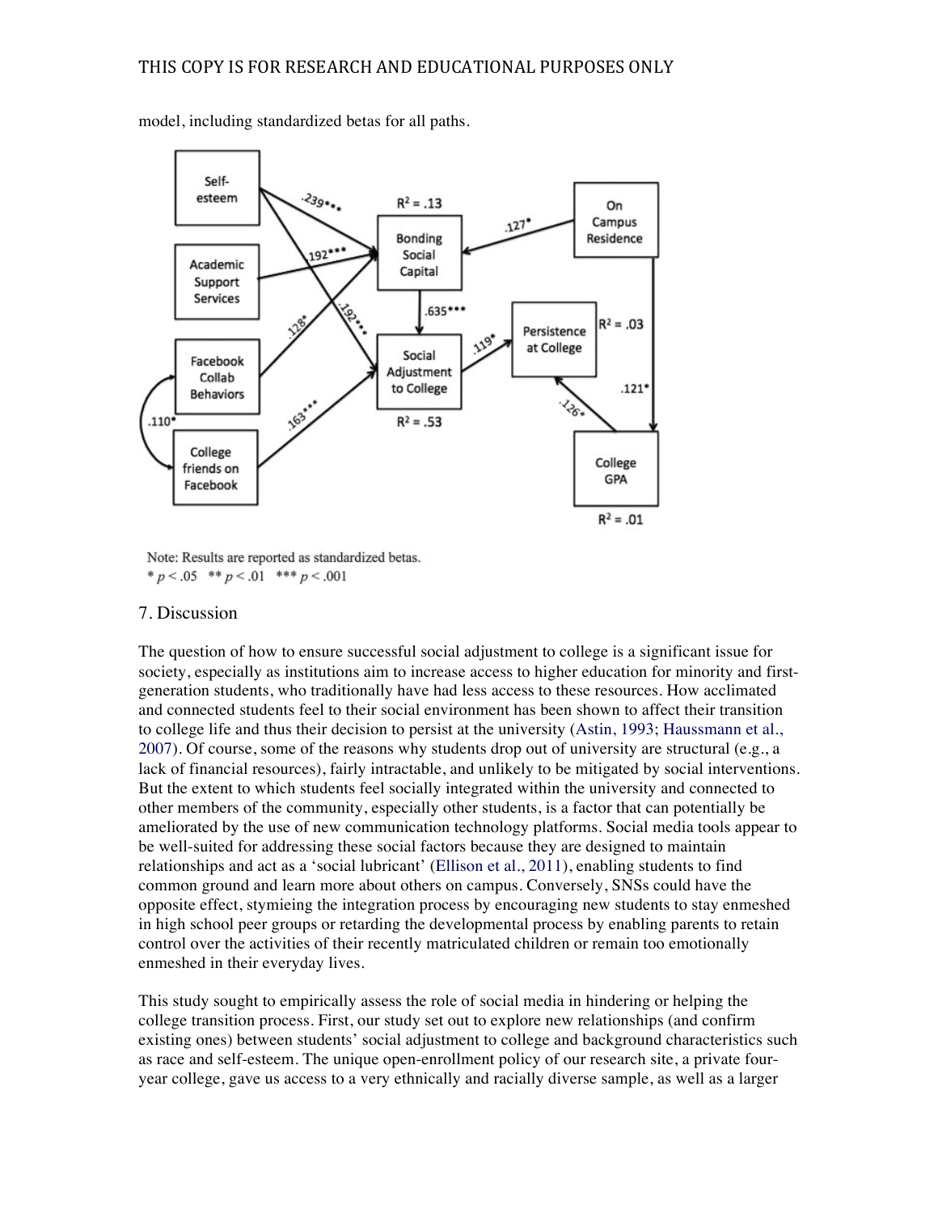model, including standardized betas for all paths.

Note: Results are reported as standardized betas.
* $p < .05$ ** $p < .01$ *** $p < .001$

## 7. Discussion

The question of how to ensure successful social adjustment to college is a significant issue for society, especially as institutions aim to increase access to higher education for minority and first-generation students, who traditionally have had less access to these resources. How acclimated and connected students feel to their social environment has been shown to affect their transition to college life and thus their decision to persist at the university (Astin, 1993; Haussmann et al., 2007). Of course, some of the reasons why students drop out of university are structural (e.g., a lack of financial resources), fairly intractable, and unlikely to be mitigated by social interventions. But the extent to which students feel socially integrated within the university and connected to other members of the community, especially other students, is a factor that can potentially be ameliorated by the use of new communication technology platforms. Social media tools appear to be well-suited for addressing these social factors because they are designed to maintain relationships and act as a 'social lubricant' (Ellison et al., 2011), enabling students to find common ground and learn more about others on campus. Conversely, SNSs could have the opposite effect, stymieing the integration process by encouraging new students to stay enmeshed in high school peer groups or retarding the developmental process by enabling parents to retain control over the activities of their recently matriculated children or remain too emotionally enmeshed in their everyday lives.

This study sought to empirically assess the role of social media in hindering or helping the college transition process. First, our study set out to explore new relationships (and confirm existing ones) between students' social adjustment to college and background characteristics such as race and self-esteem. The unique open-enrollment policy of our research site, a private four-year college, gave us access to a very ethnically and racially diverse sample, as well as a larger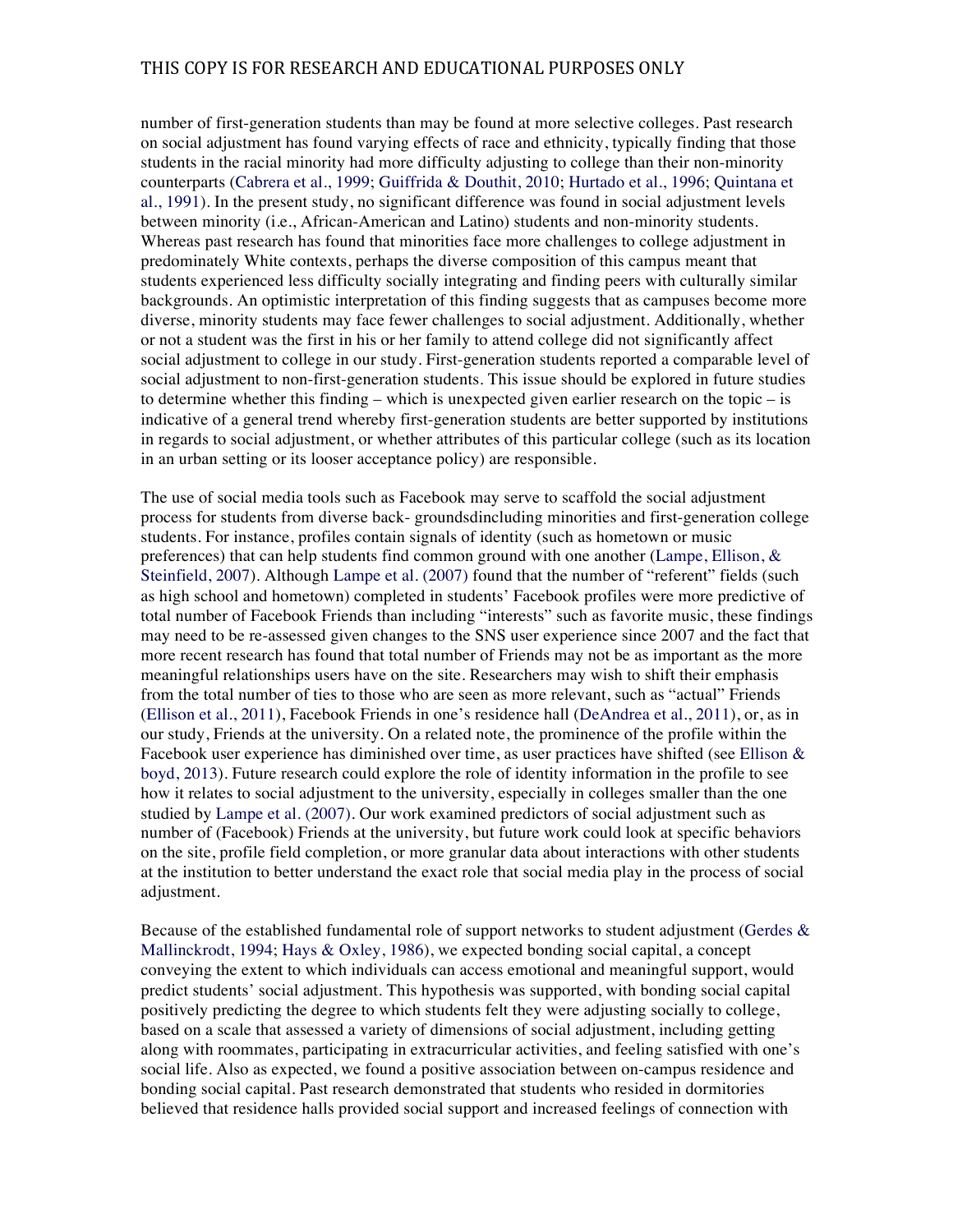number of first-generation students than may be found at more selective colleges. Past research on social adjustment has found varying effects of race and ethnicity, typically finding that those students in the racial minority had more difficulty adjusting to college than their non-minority counterparts (Cabrera et al., 1999; Guiffrida & Douthit, 2010; Hurtado et al., 1996; Quintana et al., 1991). In the present study, no significant difference was found in social adjustment levels between minority (i.e., African-American and Latino) students and non-minority students. Whereas past research has found that minorities face more challenges to college adjustment in predominately White contexts, perhaps the diverse composition of this campus meant that students experienced less difficulty socially integrating and finding peers with culturally similar backgrounds. An optimistic interpretation of this finding suggests that as campuses become more diverse, minority students may face fewer challenges to social adjustment. Additionally, whether or not a student was the first in his or her family to attend college did not significantly affect social adjustment to college in our study. First-generation students reported a comparable level of social adjustment to non-first-generation students. This issue should be explored in future studies to determine whether this finding – which is unexpected given earlier research on the topic – is indicative of a general trend whereby first-generation students are better supported by institutions in regards to social adjustment, or whether attributes of this particular college (such as its location in an urban setting or its looser acceptance policy) are responsible.

The use of social media tools such as Facebook may serve to scaffold the social adjustment process for students from diverse back- groundsdincluding minorities and first-generation college students. For instance, profiles contain signals of identity (such as hometown or music preferences) that can help students find common ground with one another (Lampe, Ellison, & Steinfield, 2007). Although Lampe et al. (2007) found that the number of "referent" fields (such as high school and hometown) completed in students' Facebook profiles were more predictive of total number of Facebook Friends than including "interests" such as favorite music, these findings may need to be re-assessed given changes to the SNS user experience since 2007 and the fact that more recent research has found that total number of Friends may not be as important as the more meaningful relationships users have on the site. Researchers may wish to shift their emphasis from the total number of ties to those who are seen as more relevant, such as "actual" Friends (Ellison et al., 2011), Facebook Friends in one's residence hall (DeAndrea et al., 2011), or, as in our study, Friends at the university. On a related note, the prominence of the profile within the Facebook user experience has diminished over time, as user practices have shifted (see Ellison & boyd, 2013). Future research could explore the role of identity information in the profile to see how it relates to social adjustment to the university, especially in colleges smaller than the one studied by Lampe et al. (2007). Our work examined predictors of social adjustment such as number of (Facebook) Friends at the university, but future work could look at specific behaviors on the site, profile field completion, or more granular data about interactions with other students at the institution to better understand the exact role that social media play in the process of social adjustment.

Because of the established fundamental role of support networks to student adjustment (Gerdes & Mallinckrodt, 1994; Hays & Oxley, 1986), we expected bonding social capital, a concept conveying the extent to which individuals can access emotional and meaningful support, would predict students' social adjustment. This hypothesis was supported, with bonding social capital positively predicting the degree to which students felt they were adjusting socially to college, based on a scale that assessed a variety of dimensions of social adjustment, including getting along with roommates, participating in extracurricular activities, and feeling satisfied with one's social life. Also as expected, we found a positive association between on-campus residence and bonding social capital. Past research demonstrated that students who resided in dormitories believed that residence halls provided social support and increased feelings of connection with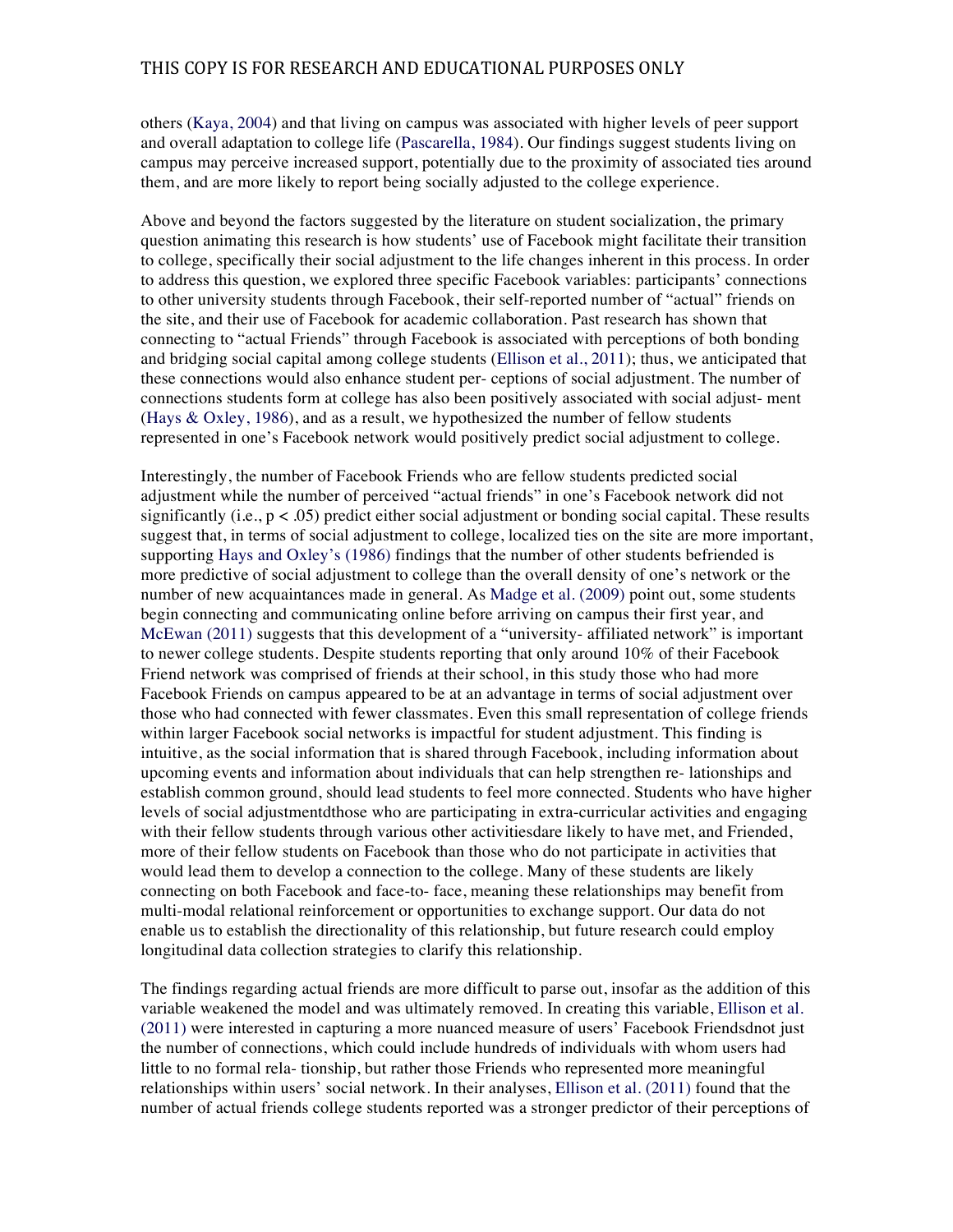others (Kaya, 2004) and that living on campus was associated with higher levels of peer support and overall adaptation to college life (Pascarella, 1984). Our findings suggest students living on campus may perceive increased support, potentially due to the proximity of associated ties around them, and are more likely to report being socially adjusted to the college experience.

Above and beyond the factors suggested by the literature on student socialization, the primary question animating this research is how students' use of Facebook might facilitate their transition to college, specifically their social adjustment to the life changes inherent in this process. In order to address this question, we explored three specific Facebook variables: participants' connections to other university students through Facebook, their self-reported number of "actual" friends on the site, and their use of Facebook for academic collaboration. Past research has shown that connecting to "actual Friends" through Facebook is associated with perceptions of both bonding and bridging social capital among college students (Ellison et al., 2011); thus, we anticipated that these connections would also enhance student per- ceptions of social adjustment. The number of connections students form at college has also been positively associated with social adjust- ment (Hays & Oxley, 1986), and as a result, we hypothesized the number of fellow students represented in one's Facebook network would positively predict social adjustment to college.

Interestingly, the number of Facebook Friends who are fellow students predicted social adjustment while the number of perceived "actual friends" in one's Facebook network did not significantly (i.e., $p < .05$) predict either social adjustment or bonding social capital. These results suggest that, in terms of social adjustment to college, localized ties on the site are more important, supporting Hays and Oxley's (1986) findings that the number of other students befriended is more predictive of social adjustment to college than the overall density of one's network or the number of new acquaintances made in general. As Madge et al. (2009) point out, some students begin connecting and communicating online before arriving on campus their first year, and McEwan (2011) suggests that this development of a "university- affiliated network" is important to newer college students. Despite students reporting that only around 10% of their Facebook Friend network was comprised of friends at their school, in this study those who had more Facebook Friends on campus appeared to be at an advantage in terms of social adjustment over those who had connected with fewer classmates. Even this small representation of college friends within larger Facebook social networks is impactful for student adjustment. This finding is intuitive, as the social information that is shared through Facebook, including information about upcoming events and information about individuals that can help strengthen re- lationships and establish common ground, should lead students to feel more connected. Students who have higher levels of social adjustmentdthose who are participating in extra-curricular activities and engaging with their fellow students through various other activitiesdare likely to have met, and Friended, more of their fellow students on Facebook than those who do not participate in activities that would lead them to develop a connection to the college. Many of these students are likely connecting on both Facebook and face-to- face, meaning these relationships may benefit from multi-modal relational reinforcement or opportunities to exchange support. Our data do not enable us to establish the directionality of this relationship, but future research could employ longitudinal data collection strategies to clarify this relationship.

The findings regarding actual friends are more difficult to parse out, insofar as the addition of this variable weakened the model and was ultimately removed. In creating this variable, Ellison et al. (2011) were interested in capturing a more nuanced measure of users' Facebook Friendsdnot just the number of connections, which could include hundreds of individuals with whom users had little to no formal rela- tionship, but rather those Friends who represented more meaningful relationships within users' social network. In their analyses, Ellison et al. (2011) found that the number of actual friends college students reported was a stronger predictor of their perceptions of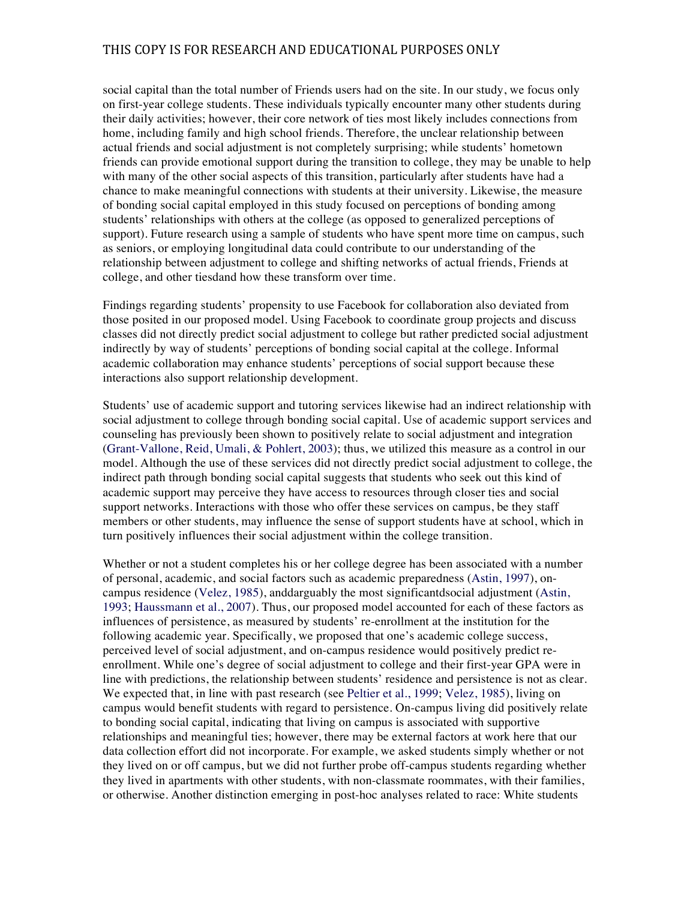social capital than the total number of Friends users had on the site. In our study, we focus only on first-year college students. These individuals typically encounter many other students during their daily activities; however, their core network of ties most likely includes connections from home, including family and high school friends. Therefore, the unclear relationship between actual friends and social adjustment is not completely surprising; while students' hometown friends can provide emotional support during the transition to college, they may be unable to help with many of the other social aspects of this transition, particularly after students have had a chance to make meaningful connections with students at their university. Likewise, the measure of bonding social capital employed in this study focused on perceptions of bonding among students' relationships with others at the college (as opposed to generalized perceptions of support). Future research using a sample of students who have spent more time on campus, such as seniors, or employing longitudinal data could contribute to our understanding of the relationship between adjustment to college and shifting networks of actual friends, Friends at college, and other tiesdand how these transform over time.

Findings regarding students' propensity to use Facebook for collaboration also deviated from those posited in our proposed model. Using Facebook to coordinate group projects and discuss classes did not directly predict social adjustment to college but rather predicted social adjustment indirectly by way of students' perceptions of bonding social capital at the college. Informal academic collaboration may enhance students' perceptions of social support because these interactions also support relationship development.

Students' use of academic support and tutoring services likewise had an indirect relationship with social adjustment to college through bonding social capital. Use of academic support services and counseling has previously been shown to positively relate to social adjustment and integration (Grant-Vallone, Reid, Umali, & Pohlert, 2003); thus, we utilized this measure as a control in our model. Although the use of these services did not directly predict social adjustment to college, the indirect path through bonding social capital suggests that students who seek out this kind of academic support may perceive they have access to resources through closer ties and social support networks. Interactions with those who offer these services on campus, be they staff members or other students, may influence the sense of support students have at school, which in turn positively influences their social adjustment within the college transition.

Whether or not a student completes his or her college degree has been associated with a number of personal, academic, and social factors such as academic preparedness (Astin, 1997), on-campus residence (Velez, 1985), anddarguably the most significantdsocial adjustment (Astin, 1993; Haussmann et al., 2007). Thus, our proposed model accounted for each of these factors as influences of persistence, as measured by students' re-enrollment at the institution for the following academic year. Specifically, we proposed that one's academic college success, perceived level of social adjustment, and on-campus residence would positively predict re-enrollment. While one's degree of social adjustment to college and their first-year GPA were in line with predictions, the relationship between students' residence and persistence is not as clear. We expected that, in line with past research (see Peltier et al., 1999; Velez, 1985), living on campus would benefit students with regard to persistence. On-campus living did positively relate to bonding social capital, indicating that living on campus is associated with supportive relationships and meaningful ties; however, there may be external factors at work here that our data collection effort did not incorporate. For example, we asked students simply whether or not they lived on or off campus, but we did not further probe off-campus students regarding whether they lived in apartments with other students, with non-classmate roommates, with their families, or otherwise. Another distinction emerging in post-hoc analyses related to race: White students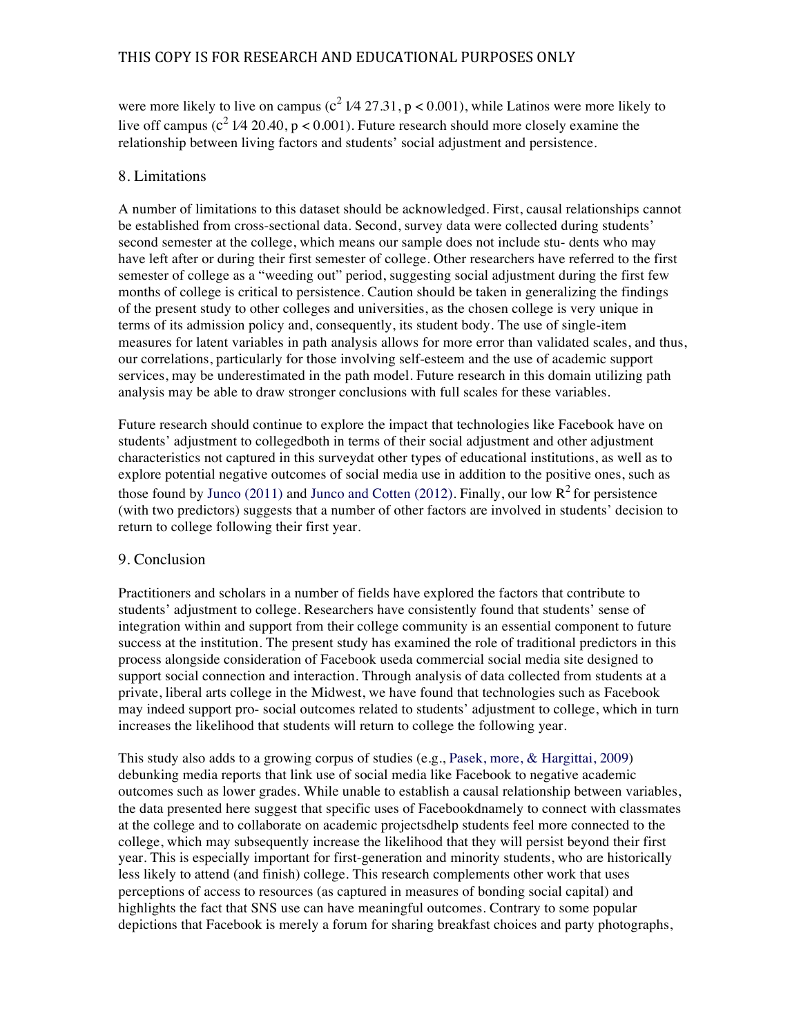were more likely to live on campus ($c^2$ 1⁄4 27.31, $p < 0.001$), while Latinos were more likely to live off campus ($c^2$ 1⁄4 20.40, $p < 0.001$). Future research should more closely examine the relationship between living factors and students' social adjustment and persistence.

## 8. Limitations

A number of limitations to this dataset should be acknowledged. First, causal relationships cannot be established from cross-sectional data. Second, survey data were collected during students' second semester at the college, which means our sample does not include stu- dents who may have left after or during their first semester of college. Other researchers have referred to the first semester of college as a "weeding out" period, suggesting social adjustment during the first few months of college is critical to persistence. Caution should be taken in generalizing the findings of the present study to other colleges and universities, as the chosen college is very unique in terms of its admission policy and, consequently, its student body. The use of single-item measures for latent variables in path analysis allows for more error than validated scales, and thus, our correlations, particularly for those involving self-esteem and the use of academic support services, may be underestimated in the path model. Future research in this domain utilizing path analysis may be able to draw stronger conclusions with full scales for these variables.

Future research should continue to explore the impact that technologies like Facebook have on students' adjustment to collegedboth in terms of their social adjustment and other adjustment characteristics not captured in this surveydat other types of educational institutions, as well as to explore potential negative outcomes of social media use in addition to the positive ones, such as those found by Junco (2011) and Junco and Cotten (2012). Finally, our low $R^2$ for persistence (with two predictors) suggests that a number of other factors are involved in students' decision to return to college following their first year.

## 9. Conclusion

Practitioners and scholars in a number of fields have explored the factors that contribute to students' adjustment to college. Researchers have consistently found that students' sense of integration within and support from their college community is an essential component to future success at the institution. The present study has examined the role of traditional predictors in this process alongside consideration of Facebook useda commercial social media site designed to support social connection and interaction. Through analysis of data collected from students at a private, liberal arts college in the Midwest, we have found that technologies such as Facebook may indeed support pro- social outcomes related to students' adjustment to college, which in turn increases the likelihood that students will return to college the following year.

This study also adds to a growing corpus of studies (e.g., Pasek, more, & Hargittai, 2009) debunking media reports that link use of social media like Facebook to negative academic outcomes such as lower grades. While unable to establish a causal relationship between variables, the data presented here suggest that specific uses of Facebookdnamely to connect with classmates at the college and to collaborate on academic projectsdhelp students feel more connected to the college, which may subsequently increase the likelihood that they will persist beyond their first year. This is especially important for first-generation and minority students, who are historically less likely to attend (and finish) college. This research complements other work that uses perceptions of access to resources (as captured in measures of bonding social capital) and highlights the fact that SNS use can have meaningful outcomes. Contrary to some popular depictions that Facebook is merely a forum for sharing breakfast choices and party photographs,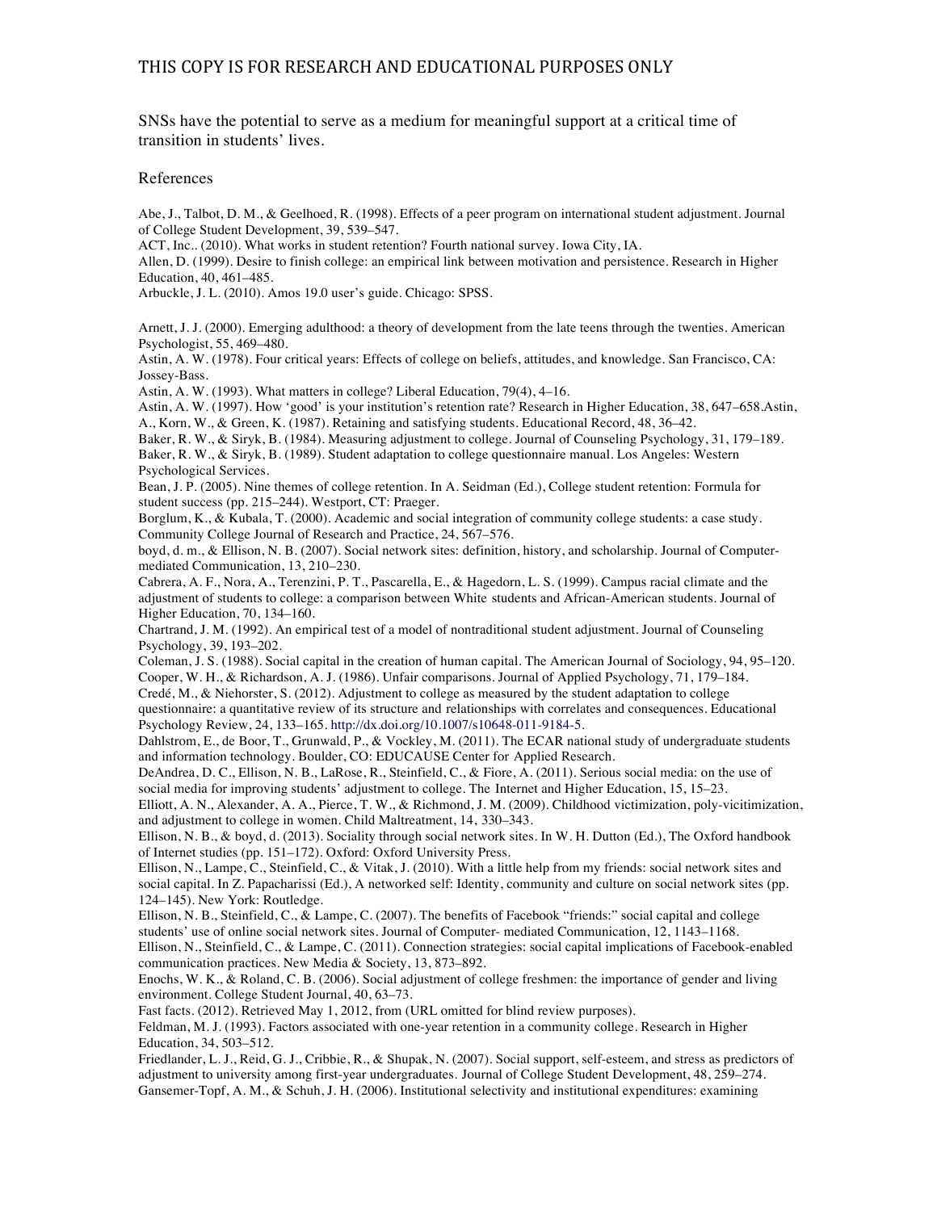SNSs have the potential to serve as a medium for meaningful support at a critical time of transition in students' lives.

## References

Abe, J., Talbot, D. M., & Geelhoed, R. (1998). Effects of a peer program on international student adjustment. Journal of College Student Development, 39, 539–547.

ACT, Inc.. (2010). What works in student retention? Fourth national survey. Iowa City, IA.

Allen, D. (1999). Desire to finish college: an empirical link between motivation and persistence. Research in Higher Education, 40, 461–485.

Arbuckle, J. L. (2010). Amos 19.0 user's guide. Chicago: SPSS.

Arnett, J. J. (2000). Emerging adulthood: a theory of development from the late teens through the twenties. American Psychologist, 55, 469–480.

Astin, A. W. (1978). Four critical years: Effects of college on beliefs, attitudes, and knowledge. San Francisco, CA: Jossey-Bass.

Astin, A. W. (1993). What matters in college? Liberal Education, 79(4), 4–16.

Astin, A. W. (1997). How 'good' is your institution's retention rate? Research in Higher Education, 38, 647–658.Astin, A., Korn, W., & Green, K. (1987). Retaining and satisfying students. Educational Record, 48, 36–42.

Baker, R. W., & Siryk, B. (1984). Measuring adjustment to college. Journal of Counseling Psychology, 31, 179–189.

Baker, R. W., & Siryk, B. (1989). Student adaptation to college questionnaire manual. Los Angeles: Western Psychological Services.

Bean, J. P. (2005). Nine themes of college retention. In A. Seidman (Ed.), College student retention: Formula for student success (pp. 215–244). Westport, CT: Praeger.

Borglum, K., & Kubala, T. (2000). Academic and social integration of community college students: a case study. Community College Journal of Research and Practice, 24, 567–576.

boyd, d. m., & Ellison, N. B. (2007). Social network sites: definition, history, and scholarship. Journal of Computer-mediated Communication, 13, 210–230.

Cabrera, A. F., Nora, A., Terenzini, P. T., Pascarella, E., & Hagedorn, L. S. (1999). Campus racial climate and the adjustment of students to college: a comparison between White students and African-American students. Journal of Higher Education, 70, 134–160.

Chartrand, J. M. (1992). An empirical test of a model of nontraditional student adjustment. Journal of Counseling Psychology, 39, 193–202.

Coleman, J. S. (1988). Social capital in the creation of human capital. The American Journal of Sociology, 94, 95–120.

Cooper, W. H., & Richardson, A. J. (1986). Unfair comparisons. Journal of Applied Psychology, 71, 179–184.

Credé, M., & Niehorster, S. (2012). Adjustment to college as measured by the student adaptation to college questionnaire: a quantitative review of its structure and relationships with correlates and consequences. Educational Psychology Review, 24, 133–165. http://dx.doi.org/10.1007/s10648-011-9184-5.

Dahlstrom, E., de Boor, T., Grunwald, P., & Vockley, M. (2011). The ECAR national study of undergraduate students and information technology. Boulder, CO: EDUCAUSE Center for Applied Research.

DeAndrea, D. C., Ellison, N. B., LaRose, R., Steinfield, C., & Fiore, A. (2011). Serious social media: on the use of social media for improving students' adjustment to college. The Internet and Higher Education, 15, 15–23.

Elliott, A. N., Alexander, A. A., Pierce, T. W., & Richmond, J. M. (2009). Childhood victimization, poly-vicitimization, and adjustment to college in women. Child Maltreatment, 14, 330–343.

Ellison, N. B., & boyd, d. (2013). Sociality through social network sites. In W. H. Dutton (Ed.), The Oxford handbook of Internet studies (pp. 151–172). Oxford: Oxford University Press.

Ellison, N., Lampe, C., Steinfield, C., & Vitak, J. (2010). With a little help from my friends: social network sites and social capital. In Z. Papacharissi (Ed.), A networked self: Identity, community and culture on social network sites (pp. 124–145). New York: Routledge.

Ellison, N. B., Steinfield, C., & Lampe, C. (2007). The benefits of Facebook "friends:" social capital and college students' use of online social network sites. Journal of Computer- mediated Communication, 12, 1143–1168.

Ellison, N., Steinfield, C., & Lampe, C. (2011). Connection strategies: social capital implications of Facebook-enabled communication practices. New Media & Society, 13, 873–892.

Enochs, W. K., & Roland, C. B. (2006). Social adjustment of college freshmen: the importance of gender and living environment. College Student Journal, 40, 63–73.

Fast facts. (2012). Retrieved May 1, 2012, from (URL omitted for blind review purposes).

Feldman, M. J. (1993). Factors associated with one-year retention in a community college. Research in Higher Education, 34, 503–512.

Friedlander, L. J., Reid, G. J., Cribbie, R., & Shupak, N. (2007). Social support, self-esteem, and stress as predictors of adjustment to university among first-year undergraduates. Journal of College Student Development, 48, 259–274.

Gansemer-Topf, A. M., & Schuh, J. H. (2006). Institutional selectivity and institutional expenditures: examining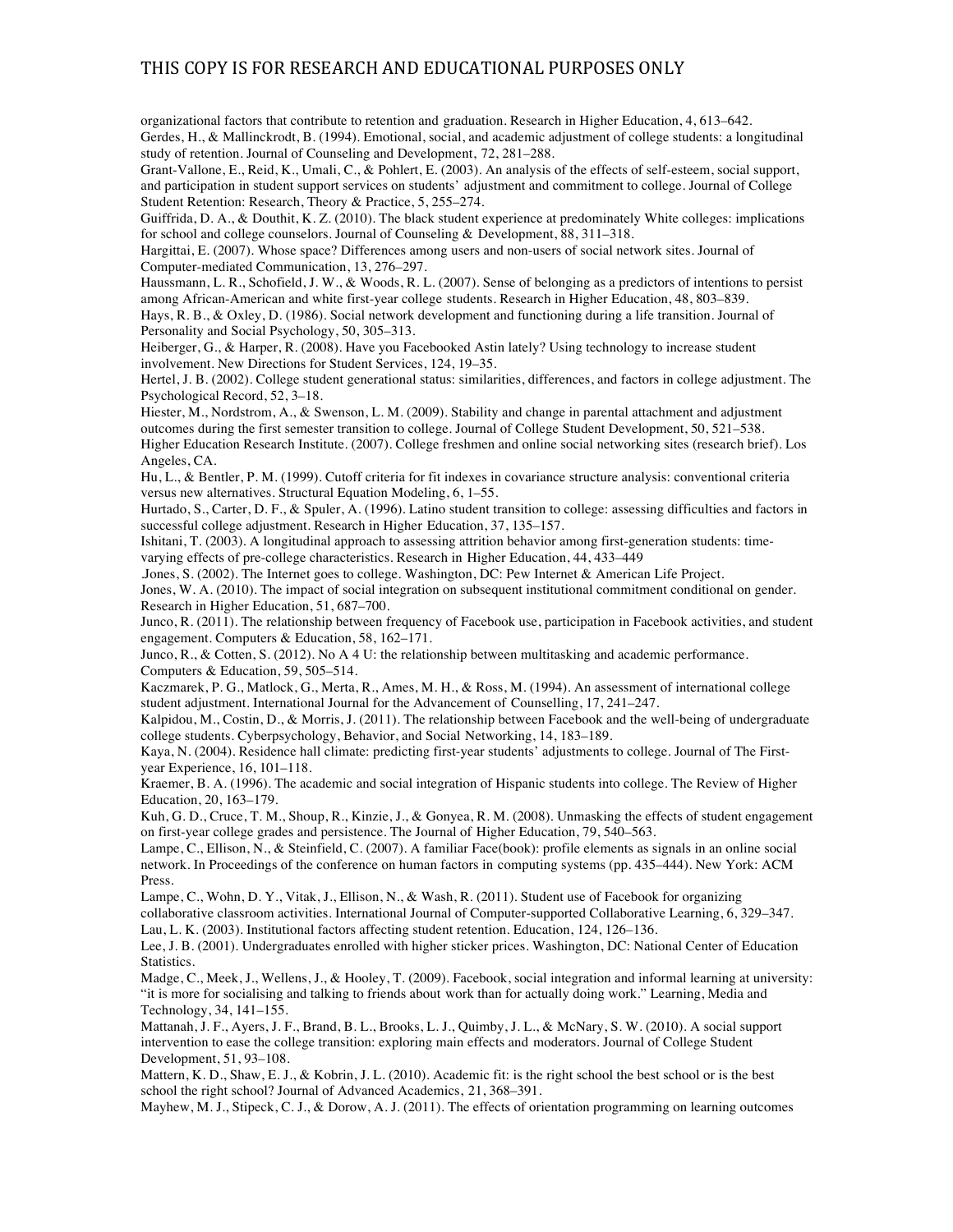organizational factors that contribute to retention and graduation. Research in Higher Education, 4, 613–642.

Gerdes, H., & Mallinckrodt, B. (1994). Emotional, social, and academic adjustment of college students: a longitudinal study of retention. Journal of Counseling and Development, 72, 281–288.

Grant-Vallone, E., Reid, K., Umali, C., & Pohlert, E. (2003). An analysis of the effects of self-esteem, social support, and participation in student support services on students' adjustment and commitment to college. Journal of College Student Retention: Research, Theory & Practice, 5, 255–274.

Guiffrida, D. A., & Douthit, K. Z. (2010). The black student experience at predominately White colleges: implications for school and college counselors. Journal of Counseling & Development, 88, 311–318.

Hargittai, E. (2007). Whose space? Differences among users and non-users of social network sites. Journal of Computer-mediated Communication, 13, 276–297.

Haussmann, L. R., Schofield, J. W., & Woods, R. L. (2007). Sense of belonging as a predictors of intentions to persist among African-American and white first-year college students. Research in Higher Education, 48, 803–839.

Hays, R. B., & Oxley, D. (1986). Social network development and functioning during a life transition. Journal of Personality and Social Psychology, 50, 305–313.

Heiberger, G., & Harper, R. (2008). Have you Facebooked Astin lately? Using technology to increase student involvement. New Directions for Student Services, 124, 19–35.

Hertel, J. B. (2002). College student generational status: similarities, differences, and factors in college adjustment. The Psychological Record, 52, 3–18.

Hiester, M., Nordstrom, A., & Swenson, L. M. (2009). Stability and change in parental attachment and adjustment outcomes during the first semester transition to college. Journal of College Student Development, 50, 521–538.

Higher Education Research Institute. (2007). College freshmen and online social networking sites (research brief). Los Angeles, CA.

Hu, L., & Bentler, P. M. (1999). Cutoff criteria for fit indexes in covariance structure analysis: conventional criteria versus new alternatives. Structural Equation Modeling, 6, 1–55.

Hurtado, S., Carter, D. F., & Spuler, A. (1996). Latino student transition to college: assessing difficulties and factors in successful college adjustment. Research in Higher Education, 37, 135–157.

Ishitani, T. (2003). A longitudinal approach to assessing attrition behavior among first-generation students: time-varying effects of pre-college characteristics. Research in Higher Education, 44, 433–449

.Jones, S. (2002). The Internet goes to college. Washington, DC: Pew Internet & American Life Project.

Jones, W. A. (2010). The impact of social integration on subsequent institutional commitment conditional on gender. Research in Higher Education, 51, 687–700.

Junco, R. (2011). The relationship between frequency of Facebook use, participation in Facebook activities, and student engagement. Computers & Education, 58, 162–171.

Junco, R., & Cotten, S. (2012). No A 4 U: the relationship between multitasking and academic performance. Computers & Education, 59, 505–514.

Kaczmarek, P. G., Matlock, G., Merta, R., Ames, M. H., & Ross, M. (1994). An assessment of international college student adjustment. International Journal for the Advancement of Counselling, 17, 241–247.

Kalpidou, M., Costin, D., & Morris, J. (2011). The relationship between Facebook and the well-being of undergraduate college students. Cyberpsychology, Behavior, and Social Networking, 14, 183–189.

Kaya, N. (2004). Residence hall climate: predicting first-year students' adjustments to college. Journal of The First-year Experience, 16, 101–118.

Kraemer, B. A. (1996). The academic and social integration of Hispanic students into college. The Review of Higher Education, 20, 163–179.

Kuh, G. D., Cruce, T. M., Shoup, R., Kinzie, J., & Gonyea, R. M. (2008). Unmasking the effects of student engagement on first-year college grades and persistence. The Journal of Higher Education, 79, 540–563.

Lampe, C., Ellison, N., & Steinfield, C. (2007). A familiar Face(book): profile elements as signals in an online social network. In Proceedings of the conference on human factors in computing systems (pp. 435–444). New York: ACM Press.

Lampe, C., Wohn, D. Y., Vitak, J., Ellison, N., & Wash, R. (2011). Student use of Facebook for organizing collaborative classroom activities. International Journal of Computer-supported Collaborative Learning, 6, 329–347.

Lau, L. K. (2003). Institutional factors affecting student retention. Education, 124, 126–136.

Lee, J. B. (2001). Undergraduates enrolled with higher sticker prices. Washington, DC: National Center of Education Statistics.

Madge, C., Meek, J., Wellens, J., & Hooley, T. (2009). Facebook, social integration and informal learning at university: "it is more for socialising and talking to friends about work than for actually doing work." Learning, Media and Technology, 34, 141–155.

Mattanah, J. F., Ayers, J. F., Brand, B. L., Brooks, L. J., Quimby, J. L., & McNary, S. W. (2010). A social support intervention to ease the college transition: exploring main effects and moderators. Journal of College Student Development, 51, 93–108.

Mattern, K. D., Shaw, E. J., & Kobrin, J. L. (2010). Academic fit: is the right school the best school or is the best school the right school? Journal of Advanced Academics, 21, 368–391.

Mayhew, M. J., Stipeck, C. J., & Dorow, A. J. (2011). The effects of orientation programming on learning outcomes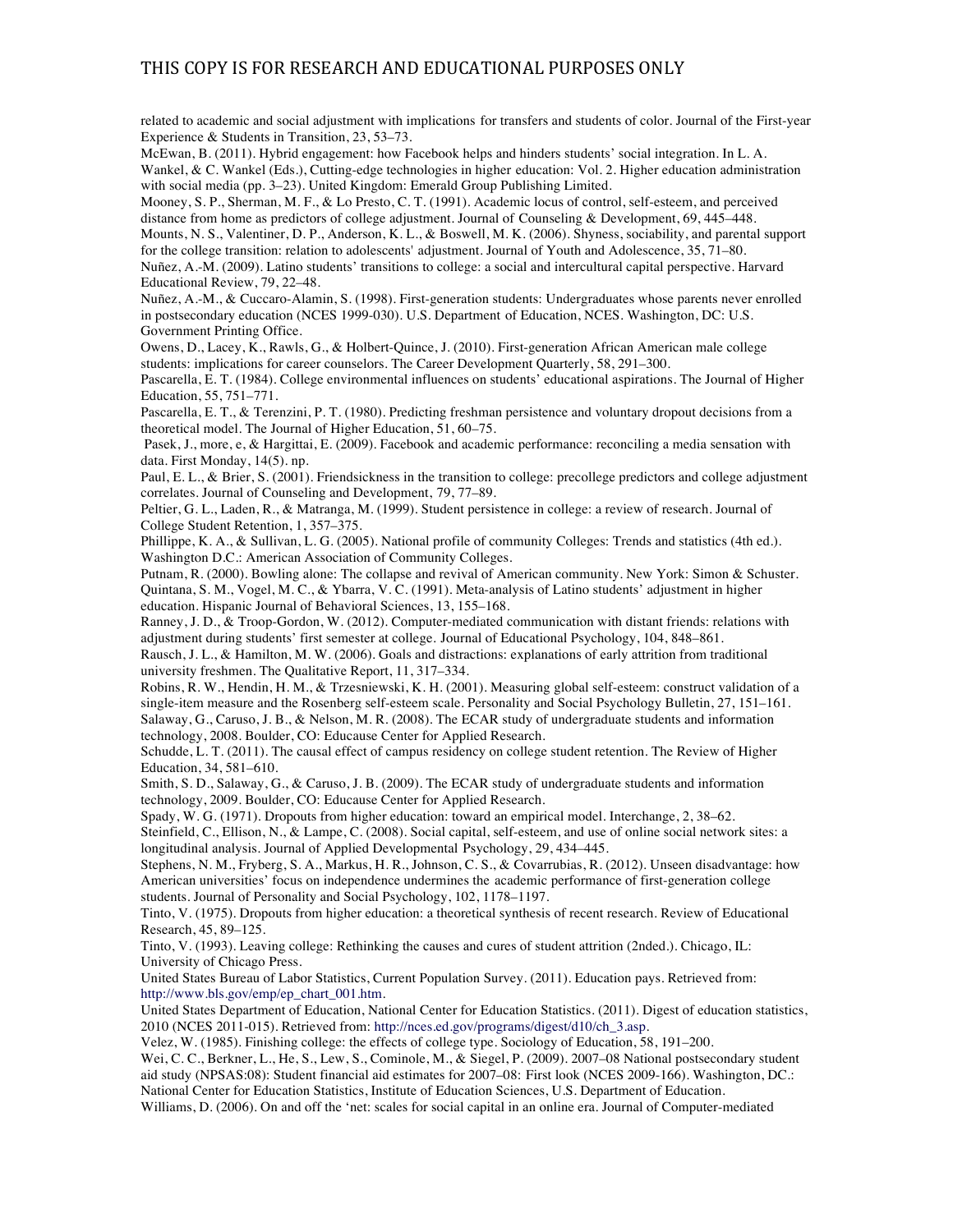related to academic and social adjustment with implications for transfers and students of color. Journal of the First-year Experience & Students in Transition, 23, 53–73.

McEwan, B. (2011). Hybrid engagement: how Facebook helps and hinders students' social integration. In L. A. Wankel, & C. Wankel (Eds.), Cutting-edge technologies in higher education: Vol. 2. Higher education administration with social media (pp. 3–23). United Kingdom: Emerald Group Publishing Limited.

Mooney, S. P., Sherman, M. F., & Lo Presto, C. T. (1991). Academic locus of control, self-esteem, and perceived distance from home as predictors of college adjustment. Journal of Counseling & Development, 69, 445–448.

Mounts, N. S., Valentiner, D. P., Anderson, K. L., & Boswell, M. K. (2006). Shyness, sociability, and parental support for the college transition: relation to adolescents' adjustment. Journal of Youth and Adolescence, 35, 71–80.

Nuñez, A.-M. (2009). Latino students' transitions to college: a social and intercultural capital perspective. Harvard Educational Review, 79, 22–48.

Nuñez, A.-M., & Cuccaro-Alamin, S. (1998). First-generation students: Undergraduates whose parents never enrolled in postsecondary education (NCES 1999-030). U.S. Department of Education, NCES. Washington, DC: U.S. Government Printing Office.

Owens, D., Lacey, K., Rawls, G., & Holbert-Quince, J. (2010). First-generation African American male college students: implications for career counselors. The Career Development Quarterly, 58, 291–300.

Pascarella, E. T. (1984). College environmental influences on students' educational aspirations. The Journal of Higher Education, 55, 751–771.

Pascarella, E. T., & Terenzini, P. T. (1980). Predicting freshman persistence and voluntary dropout decisions from a theoretical model. The Journal of Higher Education, 51, 60–75.

Pasek, J., more, e, & Hargittai, E. (2009). Facebook and academic performance: reconciling a media sensation with data. First Monday, 14(5). np.

Paul, E. L., & Brier, S. (2001). Friendsickness in the transition to college: precollege predictors and college adjustment correlates. Journal of Counseling and Development, 79, 77–89.

Peltier, G. L., Laden, R., & Matranga, M. (1999). Student persistence in college: a review of research. Journal of College Student Retention, 1, 357–375.

Phillippe, K. A., & Sullivan, L. G. (2005). National profile of community Colleges: Trends and statistics (4th ed.). Washington D.C.: American Association of Community Colleges.

Putnam, R. (2000). Bowling alone: The collapse and revival of American community. New York: Simon & Schuster.

Quintana, S. M., Vogel, M. C., & Ybarra, V. C. (1991). Meta-analysis of Latino students' adjustment in higher education. Hispanic Journal of Behavioral Sciences, 13, 155–168.

Ranney, J. D., & Troop-Gordon, W. (2012). Computer-mediated communication with distant friends: relations with adjustment during students' first semester at college. Journal of Educational Psychology, 104, 848–861.

Rausch, J. L., & Hamilton, M. W. (2006). Goals and distractions: explanations of early attrition from traditional university freshmen. The Qualitative Report, 11, 317–334.

Robins, R. W., Hendin, H. M., & Trzesniewski, K. H. (2001). Measuring global self-esteem: construct validation of a single-item measure and the Rosenberg self-esteem scale. Personality and Social Psychology Bulletin, 27, 151–161.

Salaway, G., Caruso, J. B., & Nelson, M. R. (2008). The ECAR study of undergraduate students and information technology, 2008. Boulder, CO: Educause Center for Applied Research.

Schudde, L. T. (2011). The causal effect of campus residency on college student retention. The Review of Higher Education, 34, 581–610.

Smith, S. D., Salaway, G., & Caruso, J. B. (2009). The ECAR study of undergraduate students and information technology, 2009. Boulder, CO: Educause Center for Applied Research.

Spady, W. G. (1971). Dropouts from higher education: toward an empirical model. Interchange, 2, 38–62.

Steinfield, C., Ellison, N., & Lampe, C. (2008). Social capital, self-esteem, and use of online social network sites: a longitudinal analysis. Journal of Applied Developmental Psychology, 29, 434–445.

Stephens, N. M., Fryberg, S. A., Markus, H. R., Johnson, C. S., & Covarrubias, R. (2012). Unseen disadvantage: how American universities' focus on independence undermines the academic performance of first-generation college students. Journal of Personality and Social Psychology, 102, 1178–1197.

Tinto, V. (1975). Dropouts from higher education: a theoretical synthesis of recent research. Review of Educational Research, 45, 89–125.

Tinto, V. (1993). Leaving college: Rethinking the causes and cures of student attrition (2nded.). Chicago, IL: University of Chicago Press.

United States Bureau of Labor Statistics, Current Population Survey. (2011). Education pays. Retrieved from: http://www.bls.gov/emp/ep_chart_001.htm.

United States Department of Education, National Center for Education Statistics. (2011). Digest of education statistics, 2010 (NCES 2011-015). Retrieved from: http://nces.ed.gov/programs/digest/d10/ch_3.asp.

Velez, W. (1985). Finishing college: the effects of college type. Sociology of Education, 58, 191–200.

Wei, C. C., Berkner, L., He, S., Lew, S., Cominole, M., & Siegel, P. (2009). 2007–08 National postsecondary student aid study (NPSAS:08): Student financial aid estimates for 2007–08: First look (NCES 2009-166). Washington, DC.: National Center for Education Statistics, Institute of Education Sciences, U.S. Department of Education.

Williams, D. (2006). On and off the 'net: scales for social capital in an online era. Journal of Computer-mediated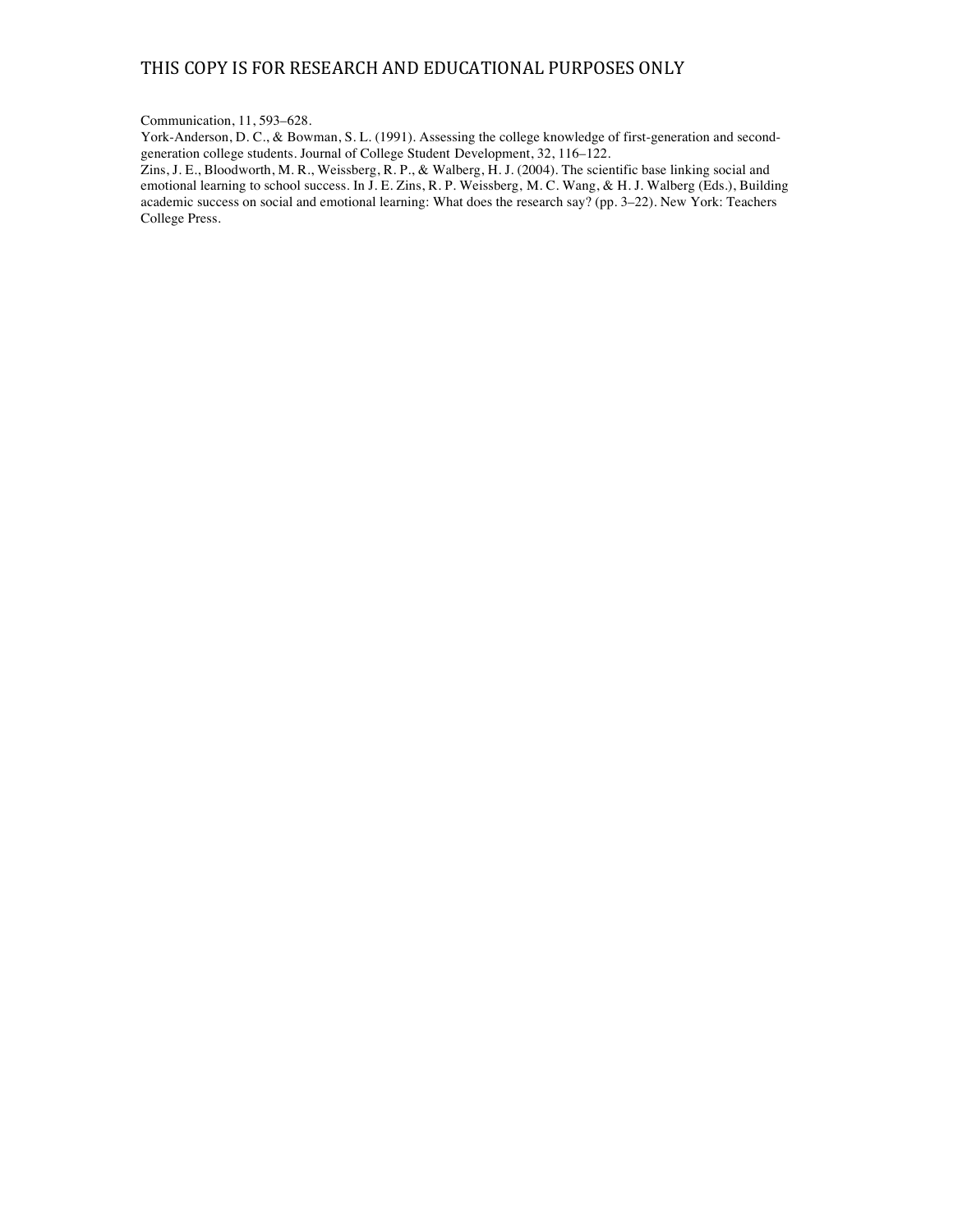Communication, 11, 593–628.

York-Anderson, D. C., & Bowman, S. L. (1991). Assessing the college knowledge of first-generation and second-generation college students. Journal of College Student Development, 32, 116–122.

Zins, J. E., Bloodworth, M. R., Weissberg, R. P., & Walberg, H. J. (2004). The scientific base linking social and emotional learning to school success. In J. E. Zins, R. P. Weissberg, M. C. Wang, & H. J. Walberg (Eds.), Building academic success on social and emotional learning: What does the research say? (pp. 3–22). New York: Teachers College Press.